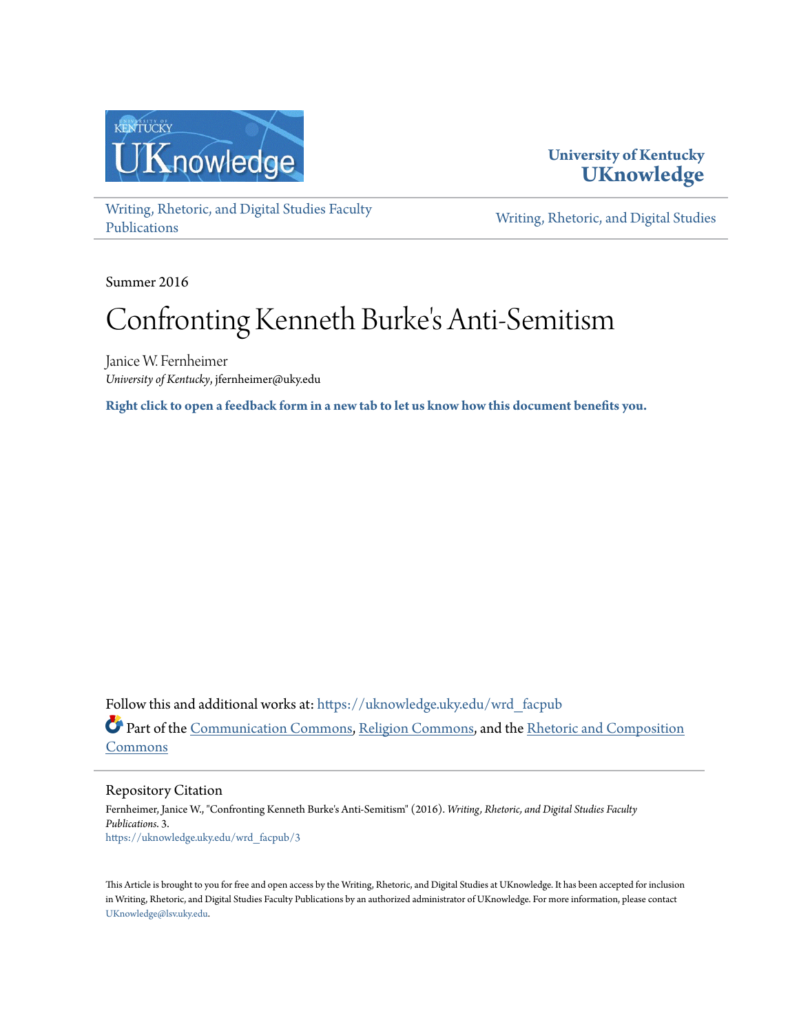University of Kentucky
**UKnowledge**

Writing, Rhetoric, and Digital Studies Faculty Publications

Writing, Rhetoric, and Digital Studies

Summer 2016

# Confronting Kenneth Burke's Anti-Semitism

Janice W. Fernheimer
*University of Kentucky*, jfernheimer@uky.edu

**Right click to open a feedback form in a new tab to let us know how this document benefits you.**

Follow this and additional works at: https://uknowledge.uky.edu/wrd_facpub

Part of the Communication Commons, Religion Commons, and the Rhetoric and Composition Commons

## Repository Citation

Fernheimer, Janice W., "Confronting Kenneth Burke's Anti-Semitism" (2016). *Writing, Rhetoric, and Digital Studies Faculty Publications*. 3.
https://uknowledge.uky.edu/wrd_facpub/3

This Article is brought to you for free and open access by the Writing, Rhetoric, and Digital Studies at UKnowledge. It has been accepted for inclusion in Writing, Rhetoric, and Digital Studies Faculty Publications by an authorized administrator of UKnowledge. For more information, please contact UKnowledge@lsv.uky.edu.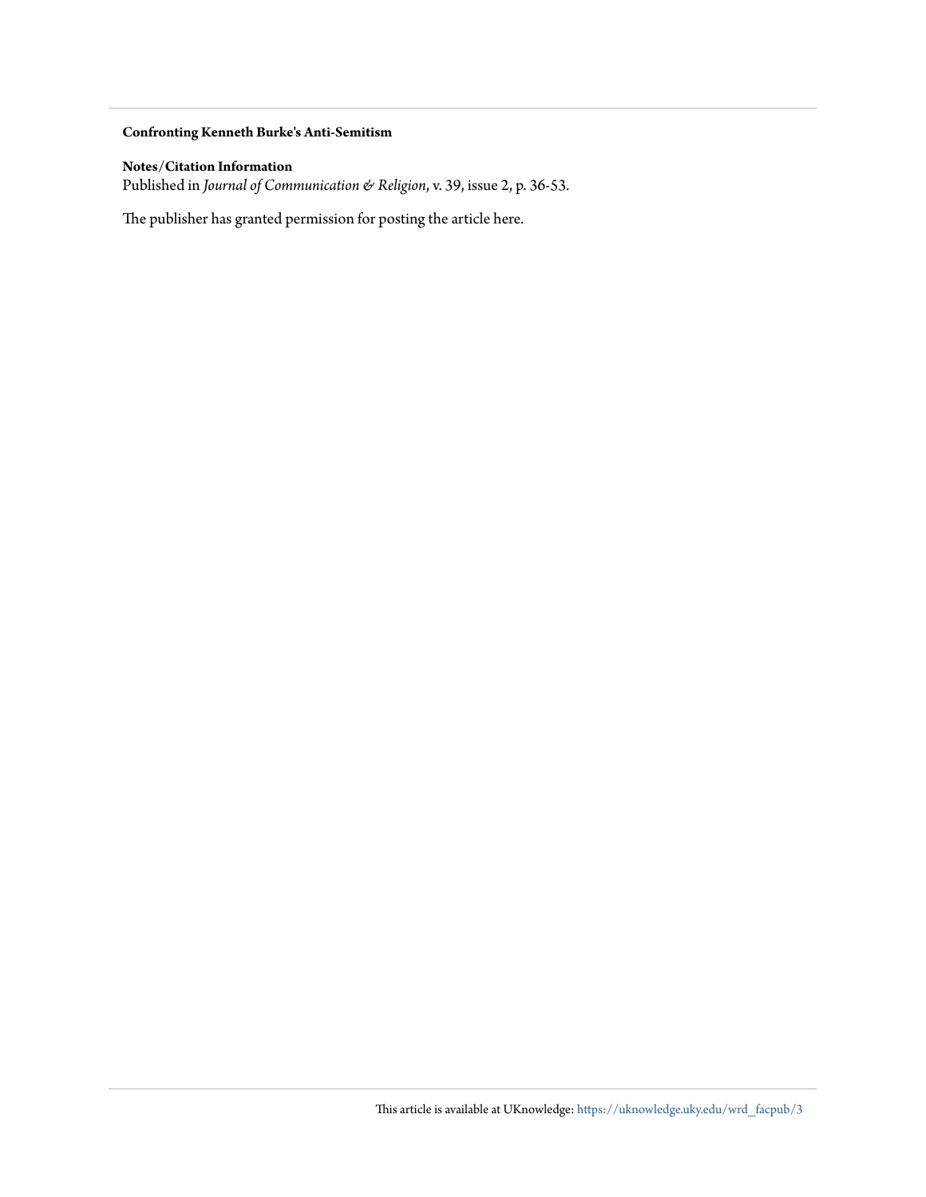**Confronting Kenneth Burke's Anti-Semitism**

**Notes/Citation Information**
Published in *Journal of Communication & Religion*, v. 39, issue 2, p. 36-53.

The publisher has granted permission for posting the article here.

This article is available at UKnowledge: https://uknowledge.uky.edu/wrd_facpub/3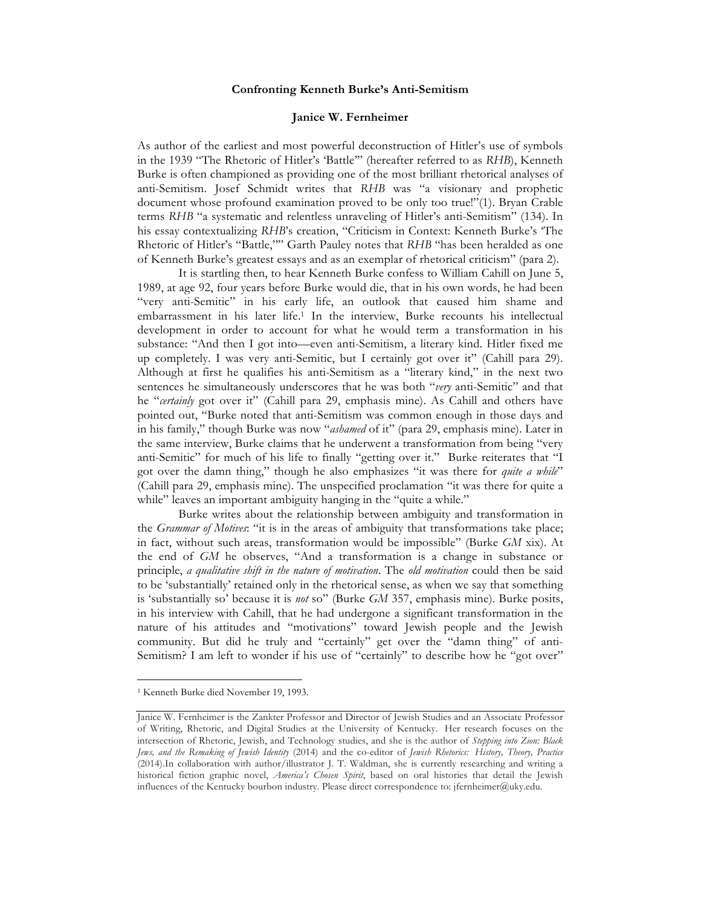**Confronting Kenneth Burke's Anti-Semitism**

**Janice W. Fernheimer**

As author of the earliest and most powerful deconstruction of Hitler's use of symbols in the 1939 "The Rhetoric of Hitler's 'Battle'" (hereafter referred to as *RHB*), Kenneth Burke is often championed as providing one of the most brilliant rhetorical analyses of anti-Semitism. Josef Schmidt writes that *RHB* was "a visionary and prophetic document whose profound examination proved to be only too true!"(1). Bryan Crable terms *RHB* "a systematic and relentless unraveling of Hitler's anti-Semitism" (134). In his essay contextualizing *RHB*'s creation, "Criticism in Context: Kenneth Burke's 'The Rhetoric of Hitler's "Battle,"'" Garth Pauley notes that *RHB* "has been heralded as one of Kenneth Burke's greatest essays and as an exemplar of rhetorical criticism" (para 2).

It is startling then, to hear Kenneth Burke confess to William Cahill on June 5, 1989, at age 92, four years before Burke would die, that in his own words, he had been "very anti-Semitic" in his early life, an outlook that caused him shame and embarrassment in his later life.[1] In the interview, Burke recounts his intellectual development in order to account for what he would term a transformation in his substance: "And then I got into—even anti-Semitism, a literary kind. Hitler fixed me up completely. I was very anti-Semitic, but I certainly got over it" (Cahill para 29). Although at first he qualifies his anti-Semitism as a "literary kind," in the next two sentences he simultaneously underscores that he was both "*very* anti-Semitic" and that he "*certainly* got over it" (Cahill para 29, emphasis mine). As Cahill and others have pointed out, "Burke noted that anti-Semitism was common enough in those days and in his family," though Burke was now "*ashamed* of it" (para 29, emphasis mine). Later in the same interview, Burke claims that he underwent a transformation from being "very anti-Semitic" for much of his life to finally "getting over it." Burke reiterates that "I got over the damn thing," though he also emphasizes "it was there for *quite a while*" (Cahill para 29, emphasis mine). The unspecified proclamation "it was there for quite a while" leaves an important ambiguity hanging in the "quite a while."

Burke writes about the relationship between ambiguity and transformation in the *Grammar of Motives*: "it is in the areas of ambiguity that transformations take place; in fact, without such areas, transformation would be impossible" (Burke *GM* xix). At the end of *GM* he observes, "And a transformation is a change in substance or principle, *a qualitative shift in the nature of motivation*. The *old motivation* could then be said to be 'substantially' retained only in the rhetorical sense, as when we say that something is 'substantially so' because it is *not* so" (Burke *GM* 357, emphasis mine). Burke posits, in his interview with Cahill, that he had undergone a significant transformation in the nature of his attitudes and "motivations" toward Jewish people and the Jewish community. But did he truly and "certainly" get over the "damn thing" of anti-Semitism? I am left to wonder if his use of "certainly" to describe how he "got over"

---

[1] Kenneth Burke died November 19, 1993.

Janice W. Fernheimer is the Zankter Professor and Director of Jewish Studies and an Associate Professor of Writing, Rhetoric, and Digital Studies at the University of Kentucky. Her research focuses on the intersection of Rhetoric, Jewish, and Technology studies, and she is the author of *Stepping into Zion: Black Jews, and the Remaking of Jewish Identity* (2014) and the co-editor of *Jewish Rhetorics: History, Theory, Practice* (2014).In collaboration with author/illustrator J. T. Waldman, she is currently researching and writing a historical fiction graphic novel, *America's Chosen Spirit*, based on oral histories that detail the Jewish influences of the Kentucky bourbon industry. Please direct correspondence to: jfernheimer@uky.edu.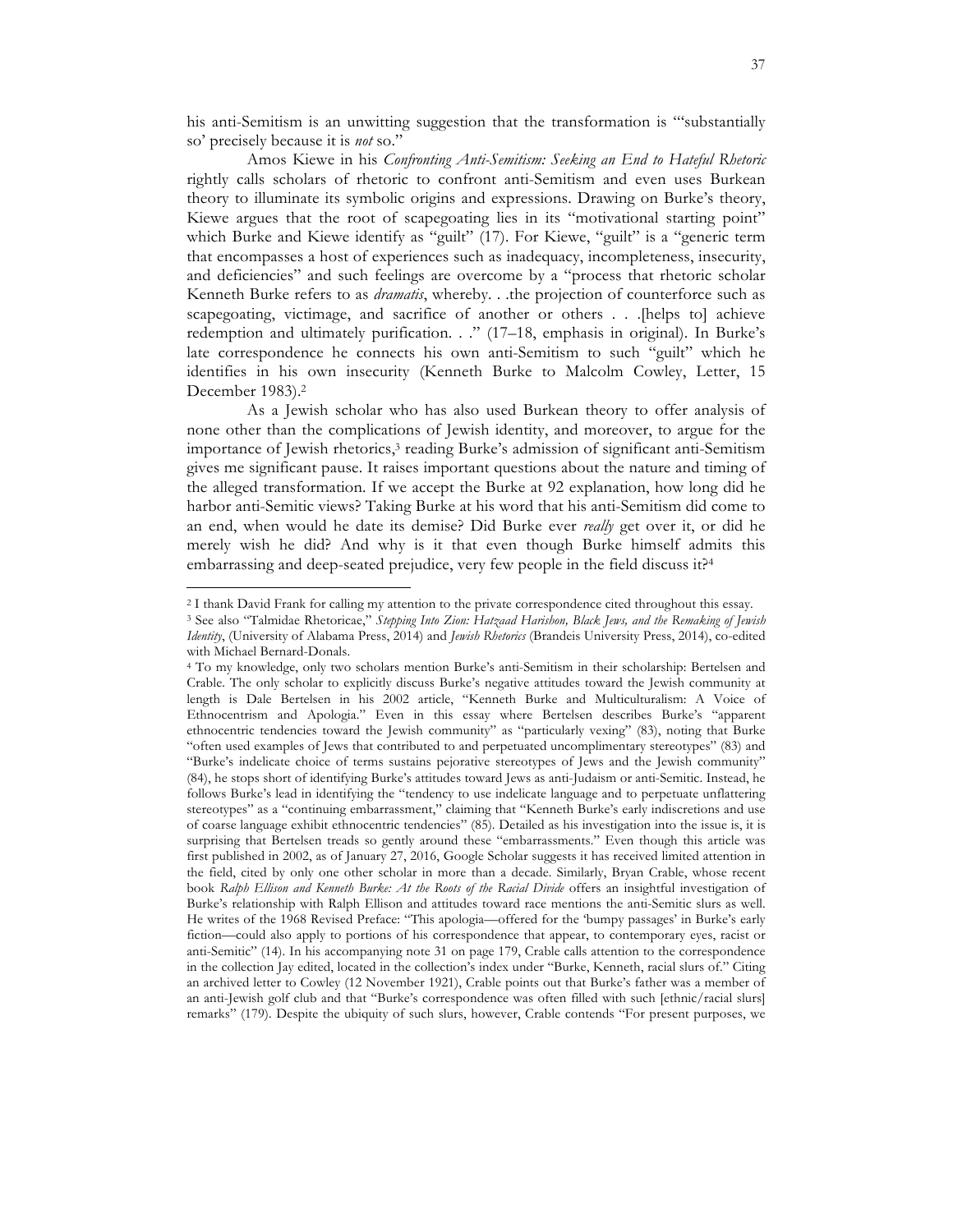his anti-Semitism is an unwitting suggestion that the transformation is "'substantially so' precisely because it is *not* so."

Amos Kiewe in his *Confronting Anti-Semitism: Seeking an End to Hateful Rhetoric* rightly calls scholars of rhetoric to confront anti-Semitism and even uses Burkean theory to illuminate its symbolic origins and expressions. Drawing on Burke's theory, Kiewe argues that the root of scapegoating lies in its "motivational starting point" which Burke and Kiewe identify as "guilt" (17). For Kiewe, "guilt" is a "generic term that encompasses a host of experiences such as inadequacy, incompleteness, insecurity, and deficiencies" and such feelings are overcome by a "process that rhetoric scholar Kenneth Burke refers to as *dramatis*, whereby. . .the projection of counterforce such as scapegoating, victimage, and sacrifice of another or others . . .[helps to] achieve redemption and ultimately purification. . ." (17–18, emphasis in original). In Burke's late correspondence he connects his own anti-Semitism to such "guilt" which he identifies in his own insecurity (Kenneth Burke to Malcolm Cowley, Letter, 15 December 1983).[2]

As a Jewish scholar who has also used Burkean theory to offer analysis of none other than the complications of Jewish identity, and moreover, to argue for the importance of Jewish rhetorics,[3] reading Burke's admission of significant anti-Semitism gives me significant pause. It raises important questions about the nature and timing of the alleged transformation. If we accept the Burke at 92 explanation, how long did he harbor anti-Semitic views? Taking Burke at his word that his anti-Semitism did come to an end, when would he date its demise? Did Burke ever *really* get over it, or did he merely wish he did? And why is it that even though Burke himself admits this embarrassing and deep-seated prejudice, very few people in the field discuss it?[4]

---

[2] I thank David Frank for calling my attention to the private correspondence cited throughout this essay.

[3] See also "Talmidae Rhetoricae," *Stepping Into Zion: Hatzaad Harishon, Black Jews, and the Remaking of Jewish Identity*, (University of Alabama Press, 2014) and *Jewish Rhetorics* (Brandeis University Press, 2014), co-edited with Michael Bernard-Donals.

[4] To my knowledge, only two scholars mention Burke's anti-Semitism in their scholarship: Bertelsen and Crable. The only scholar to explicitly discuss Burke's negative attitudes toward the Jewish community at length is Dale Bertelsen in his 2002 article, "Kenneth Burke and Multiculturalism: A Voice of Ethnocentrism and Apologia." Even in this essay where Bertelsen describes Burke's "apparent ethnocentric tendencies toward the Jewish community" as "particularly vexing" (83), noting that Burke "often used examples of Jews that contributed to and perpetuated uncomplimentary stereotypes" (83) and "Burke's indelicate choice of terms sustains pejorative stereotypes of Jews and the Jewish community" (84), he stops short of identifying Burke's attitudes toward Jews as anti-Judaism or anti-Semitic. Instead, he follows Burke's lead in identifying the "tendency to use indelicate language and to perpetuate unflattering stereotypes" as a "continuing embarrassment," claiming that "Kenneth Burke's early indiscretions and use of coarse language exhibit ethnocentric tendencies" (85). Detailed as his investigation into the issue is, it is surprising that Bertelsen treads so gently around these "embarrassments." Even though this article was first published in 2002, as of January 27, 2016, Google Scholar suggests it has received limited attention in the field, cited by only one other scholar in more than a decade. Similarly, Bryan Crable, whose recent book *Ralph Ellison and Kenneth Burke: At the Roots of the Racial Divide* offers an insightful investigation of Burke's relationship with Ralph Ellison and attitudes toward race mentions the anti-Semitic slurs as well. He writes of the 1968 Revised Preface: "This apologia—offered for the 'bumpy passages' in Burke's early fiction—could also apply to portions of his correspondence that appear, to contemporary eyes, racist or anti-Semitic" (14). In his accompanying note 31 on page 179, Crable calls attention to the correspondence in the collection Jay edited, located in the collection's index under "Burke, Kenneth, racial slurs of." Citing an archived letter to Cowley (12 November 1921), Crable points out that Burke's father was a member of an anti-Jewish golf club and that "Burke's correspondence was often filled with such [ethnic/racial slurs] remarks" (179). Despite the ubiquity of such slurs, however, Crable contends "For present purposes, we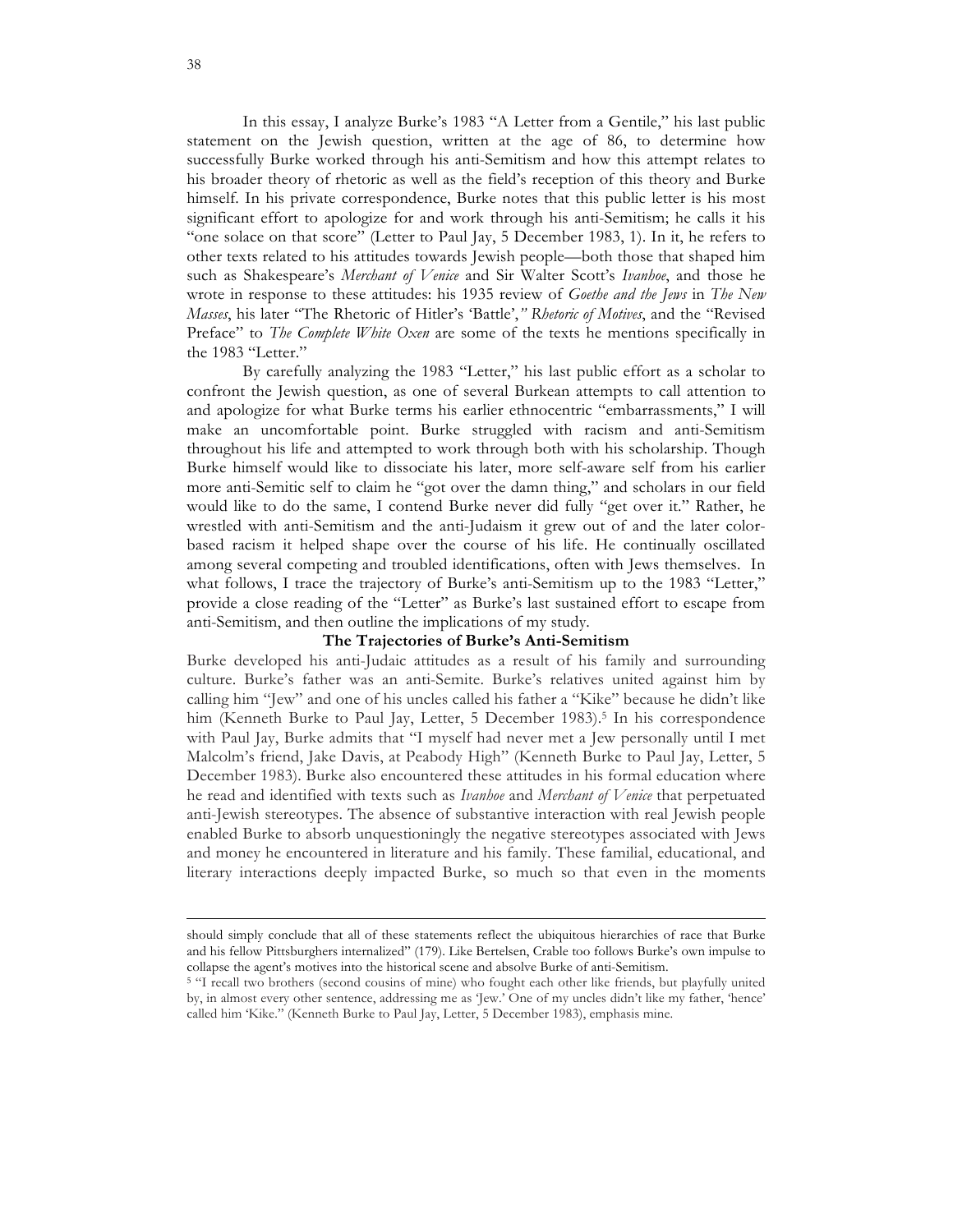In this essay, I analyze Burke's 1983 "A Letter from a Gentile," his last public statement on the Jewish question, written at the age of 86, to determine how successfully Burke worked through his anti-Semitism and how this attempt relates to his broader theory of rhetoric as well as the field's reception of this theory and Burke himself. In his private correspondence, Burke notes that this public letter is his most significant effort to apologize for and work through his anti-Semitism; he calls it his "one solace on that score" (Letter to Paul Jay, 5 December 1983, 1). In it, he refers to other texts related to his attitudes towards Jewish people—both those that shaped him such as Shakespeare's *Merchant of Venice* and Sir Walter Scott's *Ivanhoe*, and those he wrote in response to these attitudes: his 1935 review of *Goethe and the Jews* in *The New Masses*, his later "The Rhetoric of Hitler's 'Battle'," *Rhetoric of Motives*, and the "Revised Preface" to *The Complete White Oxen* are some of the texts he mentions specifically in the 1983 "Letter."

By carefully analyzing the 1983 "Letter," his last public effort as a scholar to confront the Jewish question, as one of several Burkean attempts to call attention to and apologize for what Burke terms his earlier ethnocentric "embarrassments," I will make an uncomfortable point. Burke struggled with racism and anti-Semitism throughout his life and attempted to work through both with his scholarship. Though Burke himself would like to dissociate his later, more self-aware self from his earlier more anti-Semitic self to claim he "got over the damn thing," and scholars in our field would like to do the same, I contend Burke never did fully "get over it." Rather, he wrestled with anti-Semitism and the anti-Judaism it grew out of and the later color-based racism it helped shape over the course of his life. He continually oscillated among several competing and troubled identifications, often with Jews themselves. In what follows, I trace the trajectory of Burke's anti-Semitism up to the 1983 "Letter," provide a close reading of the "Letter" as Burke's last sustained effort to escape from anti-Semitism, and then outline the implications of my study.

## The Trajectories of Burke's Anti-Semitism

Burke developed his anti-Judaic attitudes as a result of his family and surrounding culture. Burke's father was an anti-Semite. Burke's relatives united against him by calling him "Jew" and one of his uncles called his father a "Kike" because he didn't like him (Kenneth Burke to Paul Jay, Letter, 5 December 1983).[5] In his correspondence with Paul Jay, Burke admits that "I myself had never met a Jew personally until I met Malcolm's friend, Jake Davis, at Peabody High" (Kenneth Burke to Paul Jay, Letter, 5 December 1983). Burke also encountered these attitudes in his formal education where he read and identified with texts such as *Ivanhoe* and *Merchant of Venice* that perpetuated anti-Jewish stereotypes. The absence of substantive interaction with real Jewish people enabled Burke to absorb unquestioningly the negative stereotypes associated with Jews and money he encountered in literature and his family. These familial, educational, and literary interactions deeply impacted Burke, so much so that even in the moments

---

should simply conclude that all of these statements reflect the ubiquitous hierarchies of race that Burke and his fellow Pittsburghers internalized" (179). Like Bertelsen, Crable too follows Burke's own impulse to collapse the agent's motives into the historical scene and absolve Burke of anti-Semitism.

[5] "I recall two brothers (second cousins of mine) who fought each other like friends, but playfully united by, in almost every other sentence, addressing me as 'Jew.' One of my uncles didn't like my father, 'hence' called him 'Kike.'" (Kenneth Burke to Paul Jay, Letter, 5 December 1983), emphasis mine.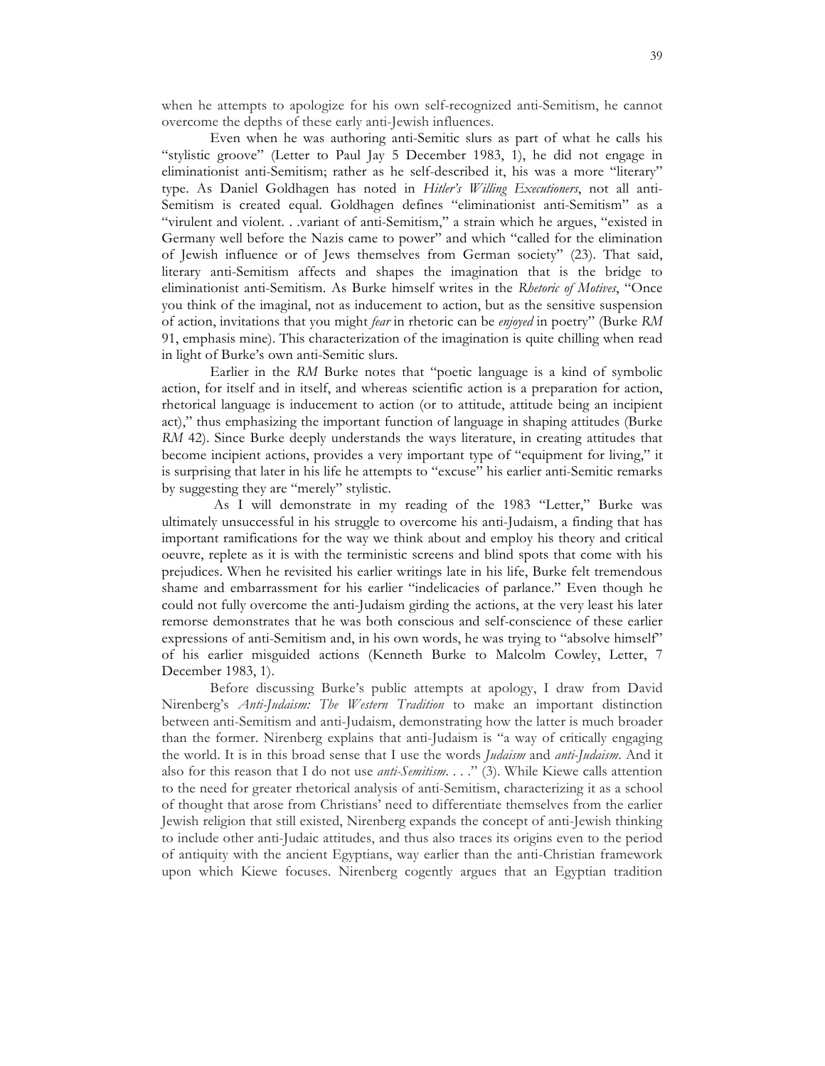when he attempts to apologize for his own self-recognized anti-Semitism, he cannot overcome the depths of these early anti-Jewish influences.

Even when he was authoring anti-Semitic slurs as part of what he calls his "stylistic groove" (Letter to Paul Jay 5 December 1983, 1), he did not engage in eliminationist anti-Semitism; rather as he self-described it, his was a more "literary" type. As Daniel Goldhagen has noted in *Hitler's Willing Executioners*, not all anti-Semitism is created equal. Goldhagen defines "eliminationist anti-Semitism" as a "virulent and violent. . .variant of anti-Semitism," a strain which he argues, "existed in Germany well before the Nazis came to power" and which "called for the elimination of Jewish influence or of Jews themselves from German society" (23). That said, literary anti-Semitism affects and shapes the imagination that is the bridge to eliminationist anti-Semitism. As Burke himself writes in the *Rhetoric of Motives*, "Once you think of the imaginal, not as inducement to action, but as the sensitive suspension of action, invitations that you might *fear* in rhetoric can be *enjoyed* in poetry" (Burke *RM* 91, emphasis mine). This characterization of the imagination is quite chilling when read in light of Burke's own anti-Semitic slurs.

Earlier in the *RM* Burke notes that "poetic language is a kind of symbolic action, for itself and in itself, and whereas scientific action is a preparation for action, rhetorical language is inducement to action (or to attitude, attitude being an incipient act)," thus emphasizing the important function of language in shaping attitudes (Burke *RM* 42). Since Burke deeply understands the ways literature, in creating attitudes that become incipient actions, provides a very important type of "equipment for living," it is surprising that later in his life he attempts to "excuse" his earlier anti-Semitic remarks by suggesting they are "merely" stylistic.

As I will demonstrate in my reading of the 1983 "Letter," Burke was ultimately unsuccessful in his struggle to overcome his anti-Judaism, a finding that has important ramifications for the way we think about and employ his theory and critical oeuvre, replete as it is with the terministic screens and blind spots that come with his prejudices. When he revisited his earlier writings late in his life, Burke felt tremendous shame and embarrassment for his earlier "indelicacies of parlance." Even though he could not fully overcome the anti-Judaism girding the actions, at the very least his later remorse demonstrates that he was both conscious and self-conscience of these earlier expressions of anti-Semitism and, in his own words, he was trying to "absolve himself" of his earlier misguided actions (Kenneth Burke to Malcolm Cowley, Letter, 7 December 1983, 1).

Before discussing Burke's public attempts at apology, I draw from David Nirenberg's *Anti-Judaism: The Western Tradition* to make an important distinction between anti-Semitism and anti-Judaism, demonstrating how the latter is much broader than the former. Nirenberg explains that anti-Judaism is "a way of critically engaging the world. It is in this broad sense that I use the words *Judaism* and *anti-Judaism*. And it also for this reason that I do not use *anti-Semitism*. . . ." (3). While Kiewe calls attention to the need for greater rhetorical analysis of anti-Semitism, characterizing it as a school of thought that arose from Christians' need to differentiate themselves from the earlier Jewish religion that still existed, Nirenberg expands the concept of anti-Jewish thinking to include other anti-Judaic attitudes, and thus also traces its origins even to the period of antiquity with the ancient Egyptians, way earlier than the anti-Christian framework upon which Kiewe focuses. Nirenberg cogently argues that an Egyptian tradition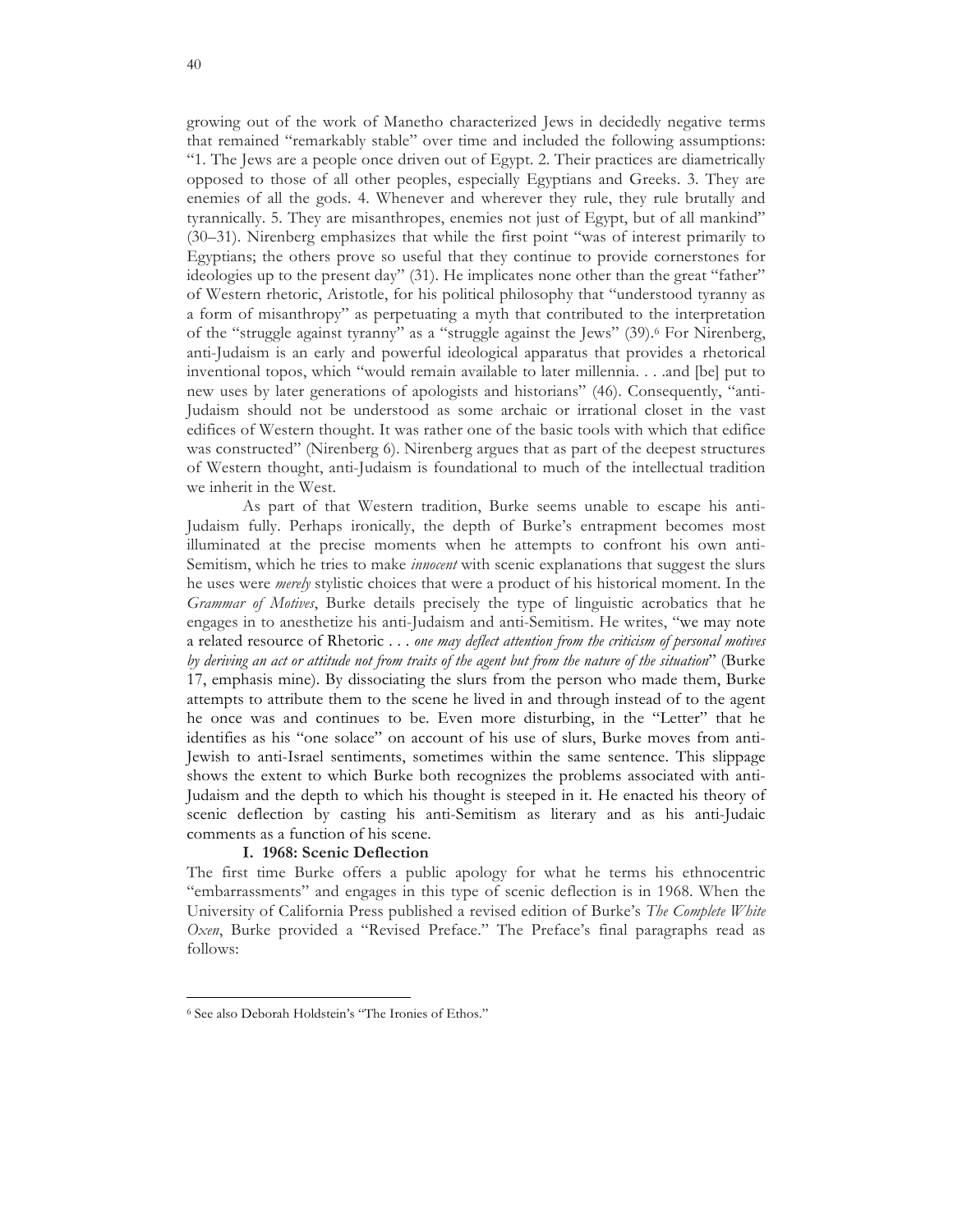growing out of the work of Manetho characterized Jews in decidedly negative terms that remained "remarkably stable" over time and included the following assumptions: "1. The Jews are a people once driven out of Egypt. 2. Their practices are diametrically opposed to those of all other peoples, especially Egyptians and Greeks. 3. They are enemies of all the gods. 4. Whenever and wherever they rule, they rule brutally and tyrannically. 5. They are misanthropes, enemies not just of Egypt, but of all mankind" (30–31). Nirenberg emphasizes that while the first point "was of interest primarily to Egyptians; the others prove so useful that they continue to provide cornerstones for ideologies up to the present day" (31). He implicates none other than the great "father" of Western rhetoric, Aristotle, for his political philosophy that "understood tyranny as a form of misanthropy" as perpetuating a myth that contributed to the interpretation of the "struggle against tyranny" as a "struggle against the Jews" (39).[6] For Nirenberg, anti-Judaism is an early and powerful ideological apparatus that provides a rhetorical inventional topos, which "would remain available to later millennia. . . .and [be] put to new uses by later generations of apologists and historians" (46). Consequently, "anti-Judaism should not be understood as some archaic or irrational closet in the vast edifices of Western thought. It was rather one of the basic tools with which that edifice was constructed" (Nirenberg 6). Nirenberg argues that as part of the deepest structures of Western thought, anti-Judaism is foundational to much of the intellectual tradition we inherit in the West.

As part of that Western tradition, Burke seems unable to escape his anti-Judaism fully. Perhaps ironically, the depth of Burke's entrapment becomes most illuminated at the precise moments when he attempts to confront his own anti-Semitism, which he tries to make *innocent* with scenic explanations that suggest the slurs he uses were *merely* stylistic choices that were a product of his historical moment. In the *Grammar of Motives*, Burke details precisely the type of linguistic acrobatics that he engages in to anesthetize his anti-Judaism and anti-Semitism. He writes, "we may note a related resource of Rhetoric . . . *one may deflect attention from the criticism of personal motives by deriving an act or attitude not from traits of the agent but from the nature of the situation*" (Burke 17, emphasis mine). By dissociating the slurs from the person who made them, Burke attempts to attribute them to the scene he lived in and through instead of to the agent he once was and continues to be. Even more disturbing, in the "Letter" that he identifies as his "one solace" on account of his use of slurs, Burke moves from anti-Jewish to anti-Israel sentiments, sometimes within the same sentence. This slippage shows the extent to which Burke both recognizes the problems associated with anti-Judaism and the depth to which his thought is steeped in it. He enacted his theory of scenic deflection by casting his anti-Semitism as literary and as his anti-Judaic comments as a function of his scene.

## I. 1968: Scenic Deflection

The first time Burke offers a public apology for what he terms his ethnocentric "embarrassments" and engages in this type of scenic deflection is in 1968. When the University of California Press published a revised edition of Burke's *The Complete White Oxen*, Burke provided a "Revised Preface." The Preface's final paragraphs read as follows:

[6] See also Deborah Holdstein's "The Ironies of Ethos."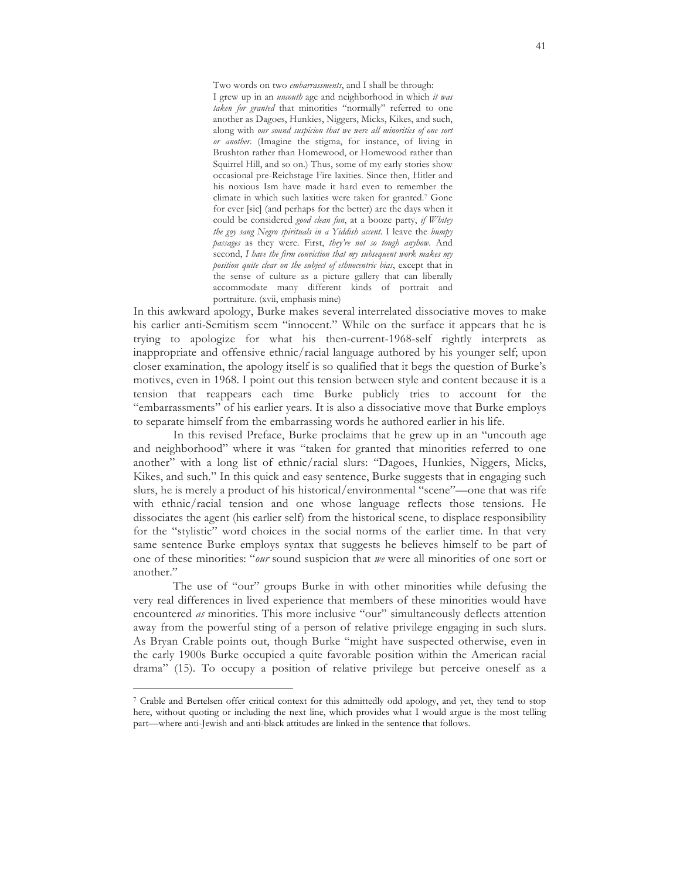> Two words on two *embarrassments*, and I shall be through: I grew up in an *uncouth* age and neighborhood in which *it was taken for granted* that minorities "normally" referred to one another as Dagoes, Hunkies, Niggers, Micks, Kikes, and such, along with *our sound suspicion that we were all minorities of one sort or another*. (Imagine the stigma, for instance, of living in Brushton rather than Homewood, or Homewood rather than Squirrel Hill, and so on.) Thus, some of my early stories show occasional pre-Reichstage Fire laxities. Since then, Hitler and his noxious Ism have made it hard even to remember the climate in which such laxities were taken for granted.[7] Gone for ever [sic] (and perhaps for the better) are the days when it could be considered *good clean fun*, at a booze party, *if Whitey the goy sang Negro spirituals in a Yiddish accent*. I leave the *bumpy passages* as they were. First, *they're not so tough anyhow*. And second, *I have the firm conviction that my subsequent work makes my position quite clear on the subject of ethnocentric bias*, except that in the sense of culture as a picture gallery that can liberally accommodate many different kinds of portrait and portraiture. (xvii, emphasis mine)

In this awkward apology, Burke makes several interrelated dissociative moves to make his earlier anti-Semitism seem "innocent." While on the surface it appears that he is trying to apologize for what his then-current-1968-self rightly interprets as inappropriate and offensive ethnic/racial language authored by his younger self; upon closer examination, the apology itself is so qualified that it begs the question of Burke's motives, even in 1968. I point out this tension between style and content because it is a tension that reappears each time Burke publicly tries to account for the "embarrassments" of his earlier years. It is also a dissociative move that Burke employs to separate himself from the embarrassing words he authored earlier in his life.

In this revised Preface, Burke proclaims that he grew up in an "uncouth age and neighborhood" where it was "taken for granted that minorities referred to one another" with a long list of ethnic/racial slurs: "Dagoes, Hunkies, Niggers, Micks, Kikes, and such." In this quick and easy sentence, Burke suggests that in engaging such slurs, he is merely a product of his historical/environmental "scene"—one that was rife with ethnic/racial tension and one whose language reflects those tensions. He dissociates the agent (his earlier self) from the historical scene, to displace responsibility for the "stylistic" word choices in the social norms of the earlier time. In that very same sentence Burke employs syntax that suggests he believes himself to be part of one of these minorities: "*our* sound suspicion that *we* were all minorities of one sort or another."

The use of "our" groups Burke in with other minorities while defusing the very real differences in lived experience that members of these minorities would have encountered *as* minorities. This more inclusive "our" simultaneously deflects attention away from the powerful sting of a person of relative privilege engaging in such slurs. As Bryan Crable points out, though Burke "might have suspected otherwise, even in the early 1900s Burke occupied a quite favorable position within the American racial drama" (15). To occupy a position of relative privilege but perceive oneself as a

---

[7] Crable and Bertelsen offer critical context for this admittedly odd apology, and yet, they tend to stop here, without quoting or including the next line, which provides what I would argue is the most telling part—where anti-Jewish and anti-black attitudes are linked in the sentence that follows.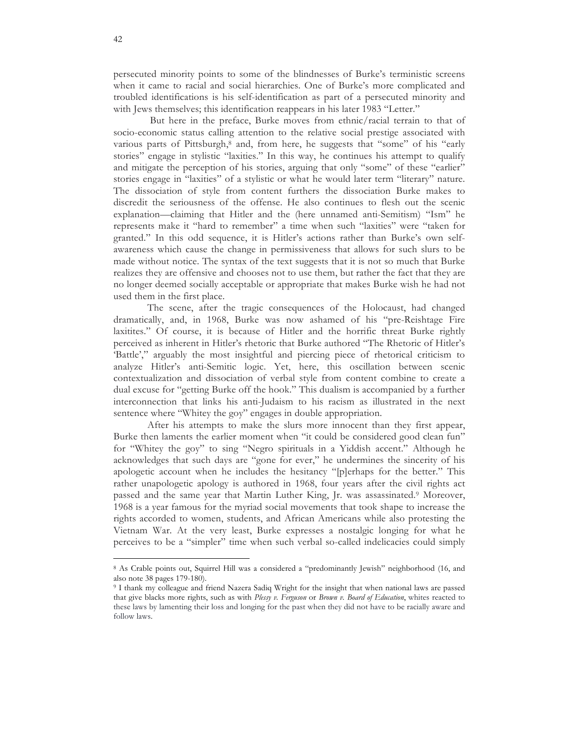persecuted minority points to some of the blindnesses of Burke's terministic screens when it came to racial and social hierarchies. One of Burke's more complicated and troubled identifications is his self-identification as part of a persecuted minority and with Jews themselves; this identification reappears in his later 1983 "Letter."

But here in the preface, Burke moves from ethnic/racial terrain to that of socio-economic status calling attention to the relative social prestige associated with various parts of Pittsburgh,[8] and, from here, he suggests that "some" of his "early stories" engage in stylistic "laxities." In this way, he continues his attempt to qualify and mitigate the perception of his stories, arguing that only "some" of these "earlier" stories engage in "laxities" of a stylistic or what he would later term "literary" nature. The dissociation of style from content furthers the dissociation Burke makes to discredit the seriousness of the offense. He also continues to flesh out the scenic explanation—claiming that Hitler and the (here unnamed anti-Semitism) "Ism" he represents make it "hard to remember" a time when such "laxities" were "taken for granted." In this odd sequence, it is Hitler's actions rather than Burke's own self-awareness which cause the change in permissiveness that allows for such slurs to be made without notice. The syntax of the text suggests that it is not so much that Burke realizes they are offensive and chooses not to use them, but rather the fact that they are no longer deemed socially acceptable or appropriate that makes Burke wish he had not used them in the first place.

The scene, after the tragic consequences of the Holocaust, had changed dramatically, and, in 1968, Burke was now ashamed of his "pre-Reishtage Fire laxitites." Of course, it is because of Hitler and the horrific threat Burke rightly perceived as inherent in Hitler's rhetoric that Burke authored "The Rhetoric of Hitler's 'Battle'," arguably the most insightful and piercing piece of rhetorical criticism to analyze Hitler's anti-Semitic logic. Yet, here, this oscillation between scenic contextualization and dissociation of verbal style from content combine to create a dual excuse for "getting Burke off the hook." This dualism is accompanied by a further interconnection that links his anti-Judaism to his racism as illustrated in the next sentence where "Whitey the goy" engages in double appropriation.

After his attempts to make the slurs more innocent than they first appear, Burke then laments the earlier moment when "it could be considered good clean fun" for "Whitey the goy" to sing "Negro spirituals in a Yiddish accent." Although he acknowledges that such days are "gone for ever," he undermines the sincerity of his apologetic account when he includes the hesitancy "[p]erhaps for the better." This rather unapologetic apology is authored in 1968, four years after the civil rights act passed and the same year that Martin Luther King, Jr. was assassinated.[9] Moreover, 1968 is a year famous for the myriad social movements that took shape to increase the rights accorded to women, students, and African Americans while also protesting the Vietnam War. At the very least, Burke expresses a nostalgic longing for what he perceives to be a "simpler" time when such verbal so-called indelicacies could simply

---

[8] As Crable points out, Squirrel Hill was a considered a "predominantly Jewish" neighborhood (16, and also note 38 pages 179-180).

[9] I thank my colleague and friend Nazera Sadiq Wright for the insight that when national laws are passed that give blacks more rights, such as with *Plessy v. Ferguson* or *Brown v. Board of Education*, whites reacted to these laws by lamenting their loss and longing for the past when they did not have to be racially aware and follow laws.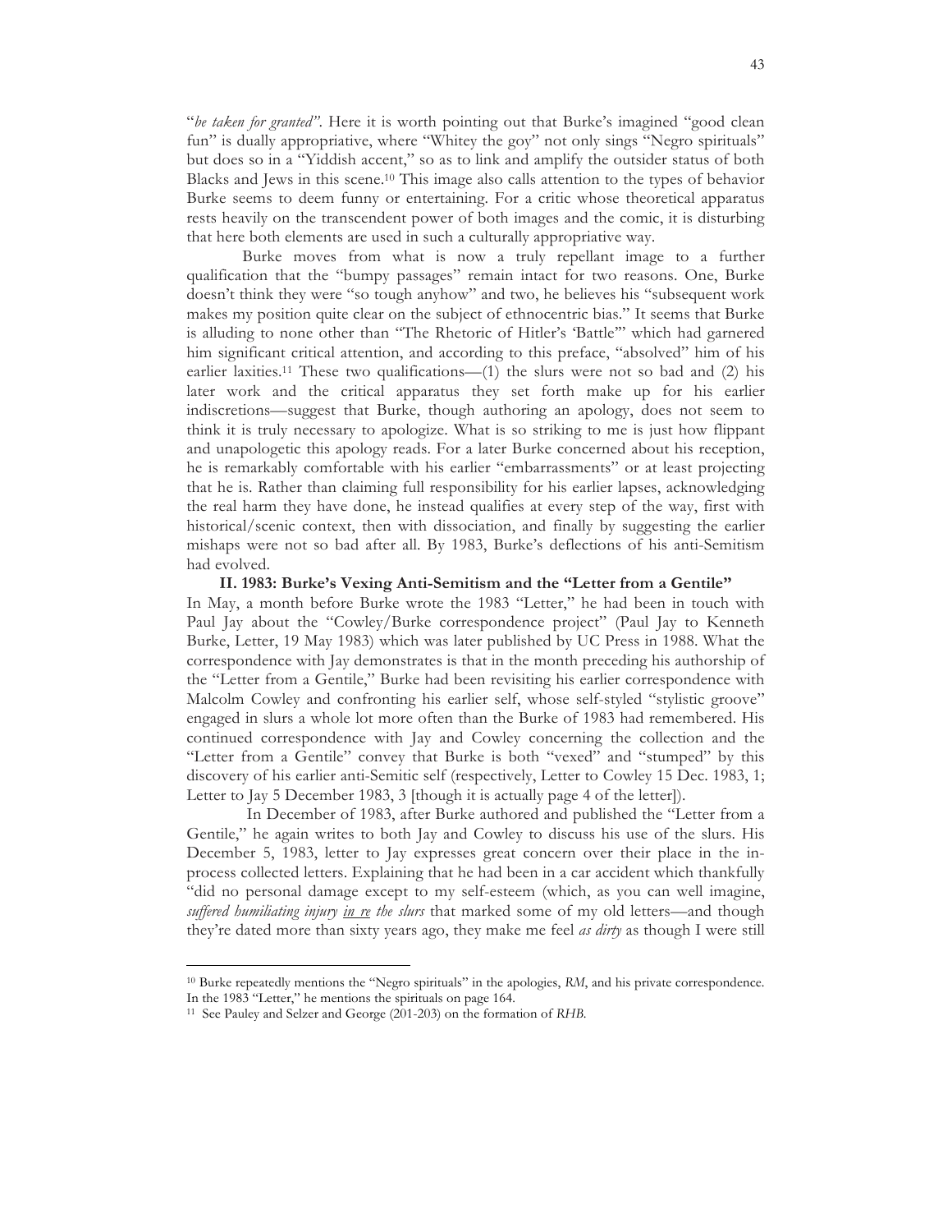"*be taken for granted"*. Here it is worth pointing out that Burke's imagined "good clean fun" is dually appropriative, where "Whitey the goy" not only sings "Negro spirituals" but does so in a "Yiddish accent," so as to link and amplify the outsider status of both Blacks and Jews in this scene.[10] This image also calls attention to the types of behavior Burke seems to deem funny or entertaining. For a critic whose theoretical apparatus rests heavily on the transcendent power of both images and the comic, it is disturbing that here both elements are used in such a culturally appropriative way.

Burke moves from what is now a truly repellant image to a further qualification that the "bumpy passages" remain intact for two reasons. One, Burke doesn't think they were "so tough anyhow" and two, he believes his "subsequent work makes my position quite clear on the subject of ethnocentric bias." It seems that Burke is alluding to none other than "The Rhetoric of Hitler's 'Battle'" which had garnered him significant critical attention, and according to this preface, "absolved" him of his earlier laxities.[11] These two qualifications—(1) the slurs were not so bad and (2) his later work and the critical apparatus they set forth make up for his earlier indiscretions—suggest that Burke, though authoring an apology, does not seem to think it is truly necessary to apologize. What is so striking to me is just how flippant and unapologetic this apology reads. For a later Burke concerned about his reception, he is remarkably comfortable with his earlier "embarrassments" or at least projecting that he is. Rather than claiming full responsibility for his earlier lapses, acknowledging the real harm they have done, he instead qualifies at every step of the way, first with historical/scenic context, then with dissociation, and finally by suggesting the earlier mishaps were not so bad after all. By 1983, Burke's deflections of his anti-Semitism had evolved.

**II. 1983: Burke's Vexing Anti-Semitism and the "Letter from a Gentile"**

In May, a month before Burke wrote the 1983 "Letter," he had been in touch with Paul Jay about the "Cowley/Burke correspondence project" (Paul Jay to Kenneth Burke, Letter, 19 May 1983) which was later published by UC Press in 1988. What the correspondence with Jay demonstrates is that in the month preceding his authorship of the "Letter from a Gentile," Burke had been revisiting his earlier correspondence with Malcolm Cowley and confronting his earlier self, whose self-styled "stylistic groove" engaged in slurs a whole lot more often than the Burke of 1983 had remembered. His continued correspondence with Jay and Cowley concerning the collection and the "Letter from a Gentile" convey that Burke is both "vexed" and "stumped" by this discovery of his earlier anti-Semitic self (respectively, Letter to Cowley 15 Dec. 1983, 1; Letter to Jay 5 December 1983, 3 [though it is actually page 4 of the letter]).

In December of 1983, after Burke authored and published the "Letter from a Gentile," he again writes to both Jay and Cowley to discuss his use of the slurs. His December 5, 1983, letter to Jay expresses great concern over their place in the in-process collected letters. Explaining that he had been in a car accident which thankfully "did no personal damage except to my self-esteem (which, as you can well imagine, *suffered humiliating injury <u>in re</u> the slurs* that marked some of my old letters—and though they're dated more than sixty years ago, they make me feel *as dirty* as though I were still

---

[10] Burke repeatedly mentions the "Negro spirituals" in the apologies, *RM*, and his private correspondence. In the 1983 "Letter," he mentions the spirituals on page 164.

[11] See Pauley and Selzer and George (201-203) on the formation of *RHB*.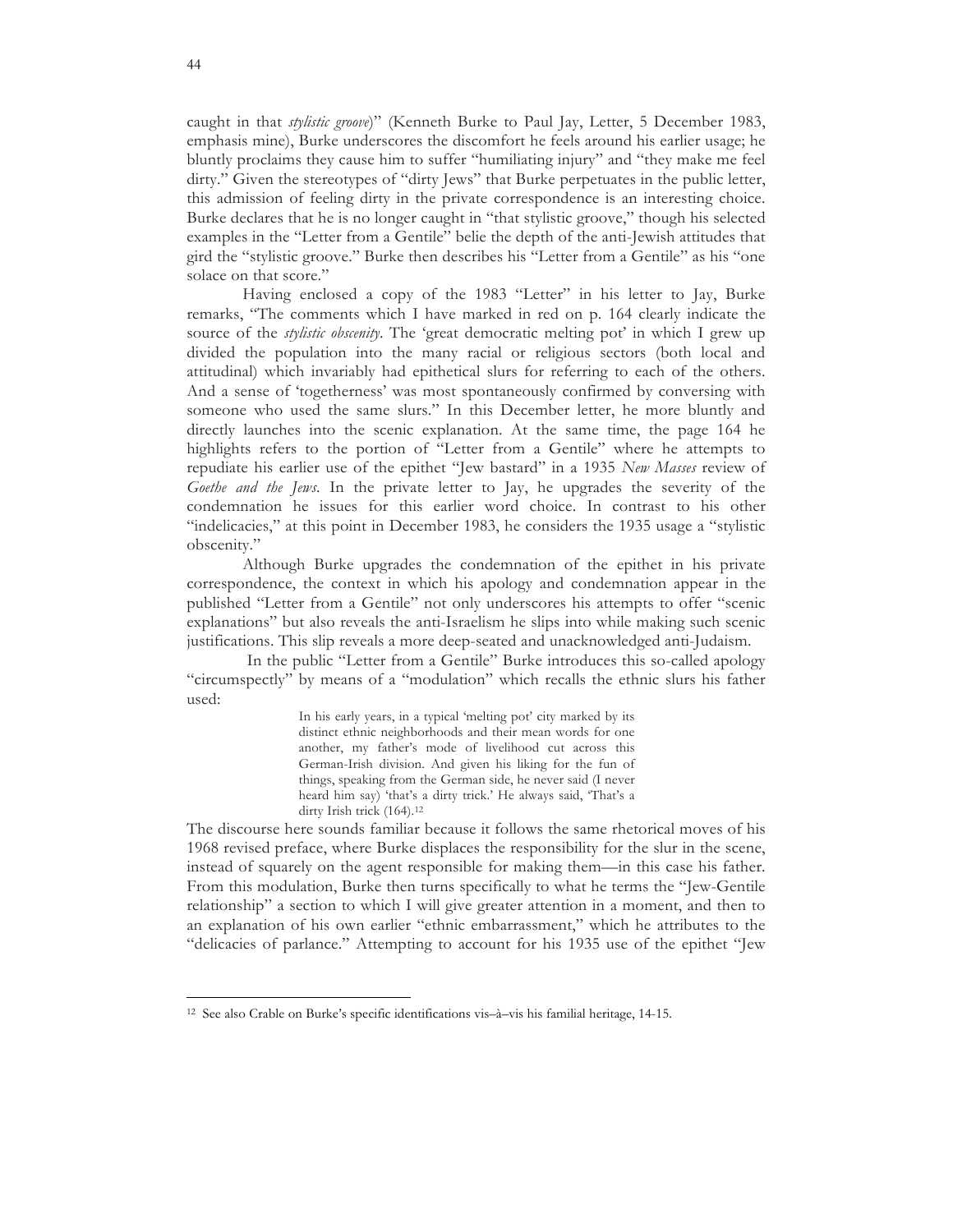caught in that *stylistic groove*)" (Kenneth Burke to Paul Jay, Letter, 5 December 1983, emphasis mine), Burke underscores the discomfort he feels around his earlier usage; he bluntly proclaims they cause him to suffer "humiliating injury" and "they make me feel dirty." Given the stereotypes of "dirty Jews" that Burke perpetuates in the public letter, this admission of feeling dirty in the private correspondence is an interesting choice. Burke declares that he is no longer caught in "that stylistic groove," though his selected examples in the "Letter from a Gentile" belie the depth of the anti-Jewish attitudes that gird the "stylistic groove." Burke then describes his "Letter from a Gentile" as his "one solace on that score."

Having enclosed a copy of the 1983 "Letter" in his letter to Jay, Burke remarks, "The comments which I have marked in red on p. 164 clearly indicate the source of the *stylistic obscenity*. The 'great democratic melting pot' in which I grew up divided the population into the many racial or religious sectors (both local and attitudinal) which invariably had epithetical slurs for referring to each of the others. And a sense of 'togetherness' was most spontaneously confirmed by conversing with someone who used the same slurs." In this December letter, he more bluntly and directly launches into the scenic explanation. At the same time, the page 164 he highlights refers to the portion of "Letter from a Gentile" where he attempts to repudiate his earlier use of the epithet "Jew bastard" in a 1935 *New Masses* review of *Goethe and the Jews*. In the private letter to Jay, he upgrades the severity of the condemnation he issues for this earlier word choice. In contrast to his other "indelicacies," at this point in December 1983, he considers the 1935 usage a "stylistic obscenity."

Although Burke upgrades the condemnation of the epithet in his private correspondence, the context in which his apology and condemnation appear in the published "Letter from a Gentile" not only underscores his attempts to offer "scenic explanations" but also reveals the anti-Israelism he slips into while making such scenic justifications. This slip reveals a more deep-seated and unacknowledged anti-Judaism.

In the public "Letter from a Gentile" Burke introduces this so-called apology "circumspectly" by means of a "modulation" which recalls the ethnic slurs his father used:

> In his early years, in a typical 'melting pot' city marked by its distinct ethnic neighborhoods and their mean words for one another, my father's mode of livelihood cut across this German-Irish division. And given his liking for the fun of things, speaking from the German side, he never said (I never heard him say) 'that's a dirty trick.' He always said, 'That's a dirty Irish trick (164).[12]

The discourse here sounds familiar because it follows the same rhetorical moves of his 1968 revised preface, where Burke displaces the responsibility for the slur in the scene, instead of squarely on the agent responsible for making them—in this case his father. From this modulation, Burke then turns specifically to what he terms the "Jew-Gentile relationship" a section to which I will give greater attention in a moment, and then to an explanation of his own earlier "ethnic embarrassment," which he attributes to the "delicacies of parlance." Attempting to account for his 1935 use of the epithet "Jew

[12] See also Crable on Burke's specific identifications vis–à–vis his familial heritage, 14-15.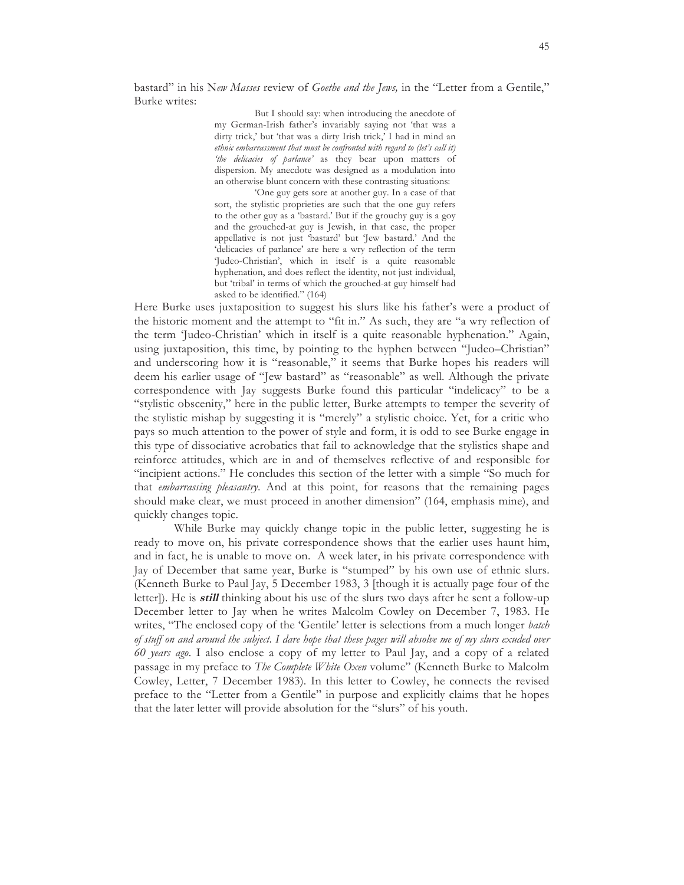bastard" in his N*ew Masses* review of *Goethe and the Jews,* in the "Letter from a Gentile," Burke writes:

> But I should say: when introducing the anecdote of my German-Irish father's invariably saying not 'that was a dirty trick,' but 'that was a dirty Irish trick,' I had in mind an *ethnic embarrassment that must be confronted with regard to (let's call it) 'the delicacies of parlance'* as they bear upon matters of dispersion. My anecdote was designed as a modulation into an otherwise blunt concern with these contrasting situations:
>
> 'One guy gets sore at another guy. In a case of that sort, the stylistic proprieties are such that the one guy refers to the other guy as a 'bastard.' But if the grouchy guy is a goy and the grouched-at guy is Jewish, in that case, the proper appellative is not just 'bastard' but 'Jew bastard.' And the 'delicacies of parlance' are here a wry reflection of the term 'Judeo-Christian', which in itself is a quite reasonable hyphenation, and does reflect the identity, not just individual, but 'tribal' in terms of which the grouched-at guy himself had asked to be identified." (164)

Here Burke uses juxtaposition to suggest his slurs like his father's were a product of the historic moment and the attempt to "fit in." As such, they are "a wry reflection of the term 'Judeo-Christian' which in itself is a quite reasonable hyphenation." Again, using juxtaposition, this time, by pointing to the hyphen between "Judeo–Christian" and underscoring how it is "reasonable," it seems that Burke hopes his readers will deem his earlier usage of "Jew bastard" as "reasonable" as well. Although the private correspondence with Jay suggests Burke found this particular "indelicacy" to be a "stylistic obscenity," here in the public letter, Burke attempts to temper the severity of the stylistic mishap by suggesting it is "merely" a stylistic choice. Yet, for a critic who pays so much attention to the power of style and form, it is odd to see Burke engage in this type of dissociative acrobatics that fail to acknowledge that the stylistics shape and reinforce attitudes, which are in and of themselves reflective of and responsible for "incipient actions." He concludes this section of the letter with a simple "So much for that *embarrassing pleasantry*. And at this point, for reasons that the remaining pages should make clear, we must proceed in another dimension" (164, emphasis mine), and quickly changes topic.

While Burke may quickly change topic in the public letter, suggesting he is ready to move on, his private correspondence shows that the earlier uses haunt him, and in fact, he is unable to move on. A week later, in his private correspondence with Jay of December that same year, Burke is "stumped" by his own use of ethnic slurs. (Kenneth Burke to Paul Jay, 5 December 1983, 3 [though it is actually page four of the letter]). He is ***still*** thinking about his use of the slurs two days after he sent a follow-up December letter to Jay when he writes Malcolm Cowley on December 7, 1983. He writes, "The enclosed copy of the 'Gentile' letter is selections from a much longer *batch of stuff on and around the subject. I dare hope that these pages will absolve me of my slurs exuded over 60 years ago*. I also enclose a copy of my letter to Paul Jay, and a copy of a related passage in my preface to *The Complete White Oxen* volume" (Kenneth Burke to Malcolm Cowley, Letter, 7 December 1983). In this letter to Cowley, he connects the revised preface to the "Letter from a Gentile" in purpose and explicitly claims that he hopes that the later letter will provide absolution for the "slurs" of his youth.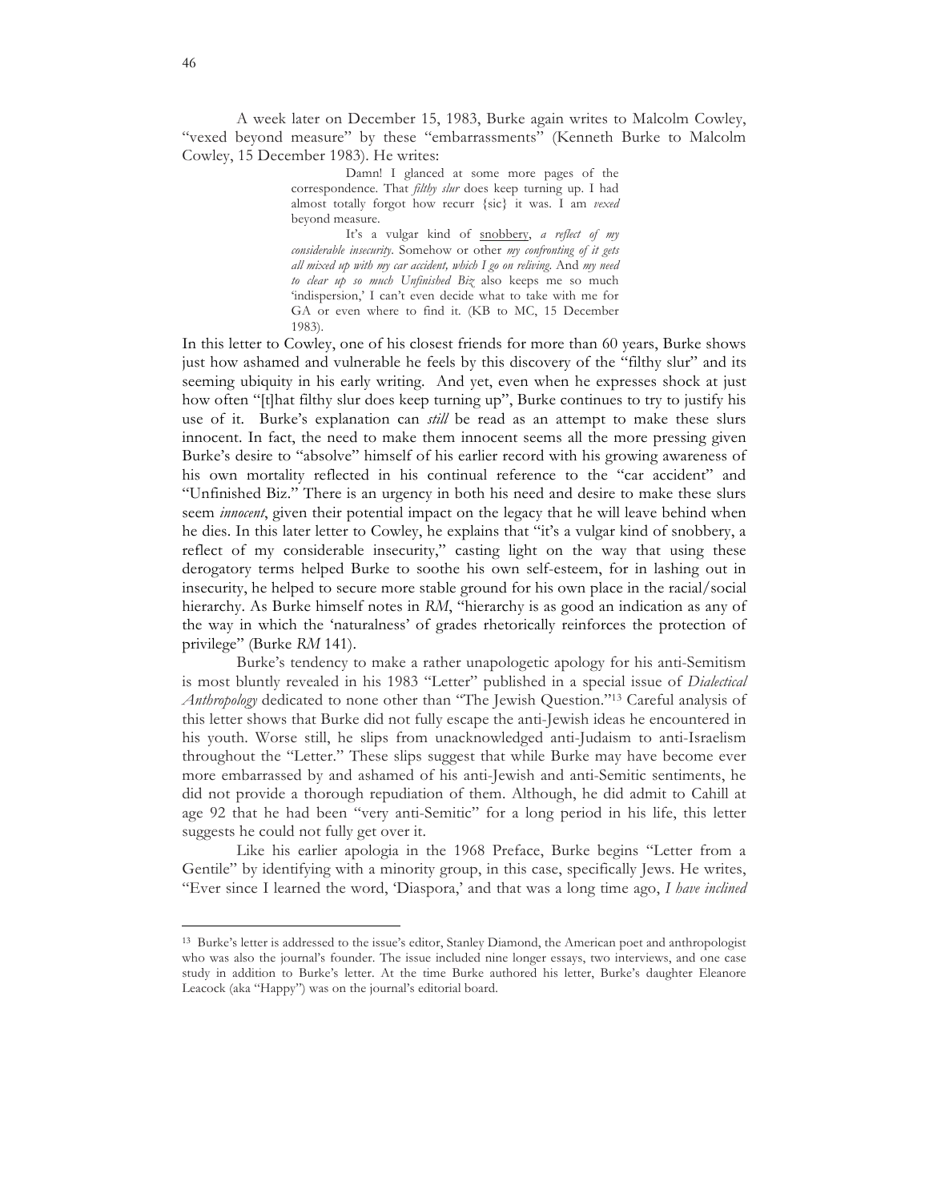A week later on December 15, 1983, Burke again writes to Malcolm Cowley, "vexed beyond measure" by these "embarrassments" (Kenneth Burke to Malcolm Cowley, 15 December 1983). He writes:

> Damn! I glanced at some more pages of the correspondence. That *filthy slur* does keep turning up. I had almost totally forgot how recurr {sic} it was. I am *vexed* beyond measure.
>
> It's a vulgar kind of <u>snobbery</u>, *a reflect of my considerable insecurity*. Somehow or other *my confronting of it gets all mixed up with my car accident, which I go on reliving*. And *my need to clear up so much Unfinished Biz* also keeps me so much 'indispersion,' I can't even decide what to take with me for GA or even where to find it. (KB to MC, 15 December 1983).

In this letter to Cowley, one of his closest friends for more than 60 years, Burke shows just how ashamed and vulnerable he feels by this discovery of the "filthy slur" and its seeming ubiquity in his early writing. And yet, even when he expresses shock at just how often "[t]hat filthy slur does keep turning up", Burke continues to try to justify his use of it. Burke's explanation can *still* be read as an attempt to make these slurs innocent. In fact, the need to make them innocent seems all the more pressing given Burke's desire to "absolve" himself of his earlier record with his growing awareness of his own mortality reflected in his continual reference to the "car accident" and "Unfinished Biz." There is an urgency in both his need and desire to make these slurs seem *innocent*, given their potential impact on the legacy that he will leave behind when he dies. In this later letter to Cowley, he explains that "it's a vulgar kind of snobbery, a reflect of my considerable insecurity," casting light on the way that using these derogatory terms helped Burke to soothe his own self-esteem, for in lashing out in insecurity, he helped to secure more stable ground for his own place in the racial/social hierarchy. As Burke himself notes in *RM*, "hierarchy is as good an indication as any of the way in which the 'naturalness' of grades rhetorically reinforces the protection of privilege" (Burke *RM* 141).

Burke's tendency to make a rather unapologetic apology for his anti-Semitism is most bluntly revealed in his 1983 "Letter" published in a special issue of *Dialectical Anthropology* dedicated to none other than "The Jewish Question."[13] Careful analysis of this letter shows that Burke did not fully escape the anti-Jewish ideas he encountered in his youth. Worse still, he slips from unacknowledged anti-Judaism to anti-Israelism throughout the "Letter." These slips suggest that while Burke may have become ever more embarrassed by and ashamed of his anti-Jewish and anti-Semitic sentiments, he did not provide a thorough repudiation of them. Although, he did admit to Cahill at age 92 that he had been "very anti-Semitic" for a long period in his life, this letter suggests he could not fully get over it.

Like his earlier apologia in the 1968 Preface, Burke begins "Letter from a Gentile" by identifying with a minority group, in this case, specifically Jews. He writes, "Ever since I learned the word, 'Diaspora,' and that was a long time ago, *I have inclined*

---

[13] Burke's letter is addressed to the issue's editor, Stanley Diamond, the American poet and anthropologist who was also the journal's founder. The issue included nine longer essays, two interviews, and one case study in addition to Burke's letter. At the time Burke authored his letter, Burke's daughter Eleanore Leacock (aka "Happy") was on the journal's editorial board.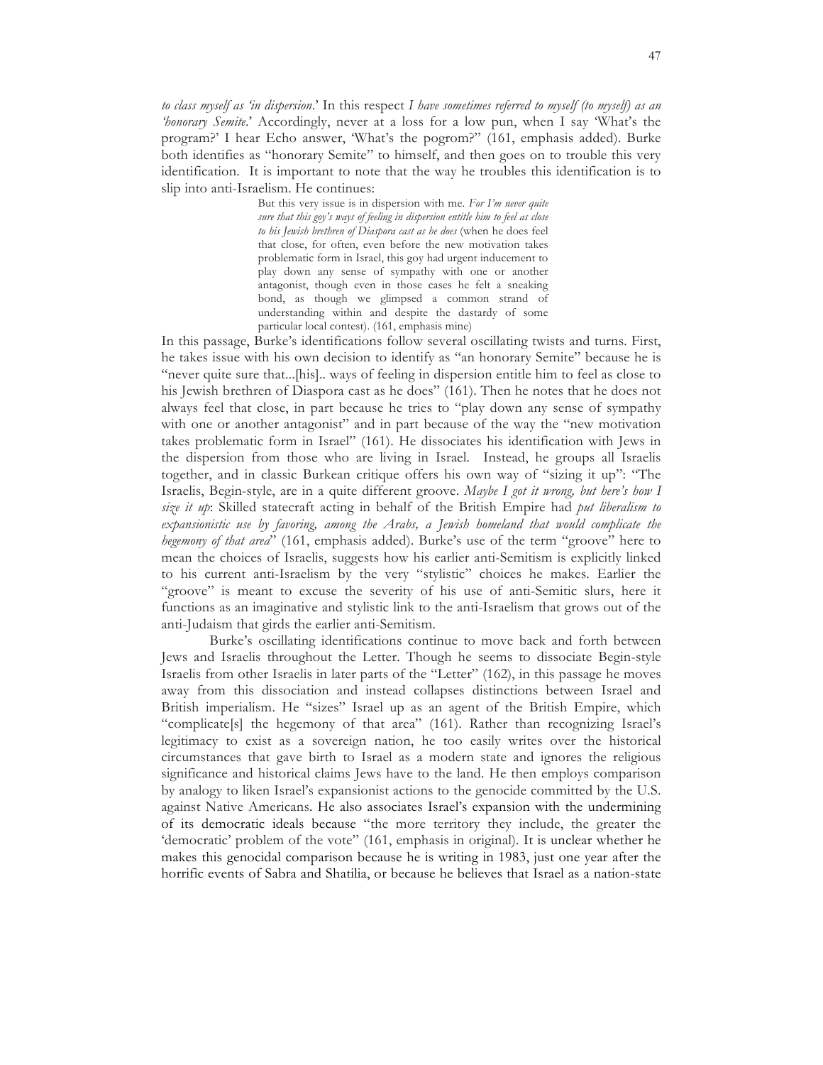*to class myself as 'in dispersion*.' In this respect *I have sometimes referred to myself (to myself) as an 'honorary Semite*.' Accordingly, never at a loss for a low pun, when I say 'What's the program?' I hear Echo answer, 'What's the pogrom?" (161, emphasis added). Burke both identifies as "honorary Semite" to himself, and then goes on to trouble this very identification. It is important to note that the way he troubles this identification is to slip into anti-Israelism. He continues:

> But this very issue is in dispersion with me. *For I'm never quite sure that this goy's ways of feeling in dispersion entitle him to feel as close to his Jewish brethren of Diaspora cast as he does* (when he does feel that close, for often, even before the new motivation takes problematic form in Israel, this goy had urgent inducement to play down any sense of sympathy with one or another antagonist, though even in those cases he felt a sneaking bond, as though we glimpsed a common strand of understanding within and despite the dastardy of some particular local contest). (161, emphasis mine)

In this passage, Burke's identifications follow several oscillating twists and turns. First, he takes issue with his own decision to identify as "an honorary Semite" because he is "never quite sure that...[his].. ways of feeling in dispersion entitle him to feel as close to his Jewish brethren of Diaspora cast as he does" (161). Then he notes that he does not always feel that close, in part because he tries to "play down any sense of sympathy with one or another antagonist" and in part because of the way the "new motivation takes problematic form in Israel" (161). He dissociates his identification with Jews in the dispersion from those who are living in Israel. Instead, he groups all Israelis together, and in classic Burkean critique offers his own way of "sizing it up": "The Israelis, Begin-style, are in a quite different groove. *Maybe I got it wrong, but here's how I size it up*: Skilled statecraft acting in behalf of the British Empire had *put liberalism to expansionistic use by favoring, among the Arabs, a Jewish homeland that would complicate the hegemony of that area*" (161, emphasis added). Burke's use of the term "groove" here to mean the choices of Israelis, suggests how his earlier anti-Semitism is explicitly linked to his current anti-Israelism by the very "stylistic" choices he makes. Earlier the "groove" is meant to excuse the severity of his use of anti-Semitic slurs, here it functions as an imaginative and stylistic link to the anti-Israelism that grows out of the anti-Judaism that girds the earlier anti-Semitism.

Burke's oscillating identifications continue to move back and forth between Jews and Israelis throughout the Letter. Though he seems to dissociate Begin-style Israelis from other Israelis in later parts of the "Letter" (162), in this passage he moves away from this dissociation and instead collapses distinctions between Israel and British imperialism. He "sizes" Israel up as an agent of the British Empire, which "complicate[s] the hegemony of that area" (161). Rather than recognizing Israel's legitimacy to exist as a sovereign nation, he too easily writes over the historical circumstances that gave birth to Israel as a modern state and ignores the religious significance and historical claims Jews have to the land. He then employs comparison by analogy to liken Israel's expansionist actions to the genocide committed by the U.S. against Native Americans. He also associates Israel's expansion with the undermining of its democratic ideals because "the more territory they include, the greater the 'democratic' problem of the vote" (161, emphasis in original). It is unclear whether he makes this genocidal comparison because he is writing in 1983, just one year after the horrific events of Sabra and Shatilia, or because he believes that Israel as a nation-state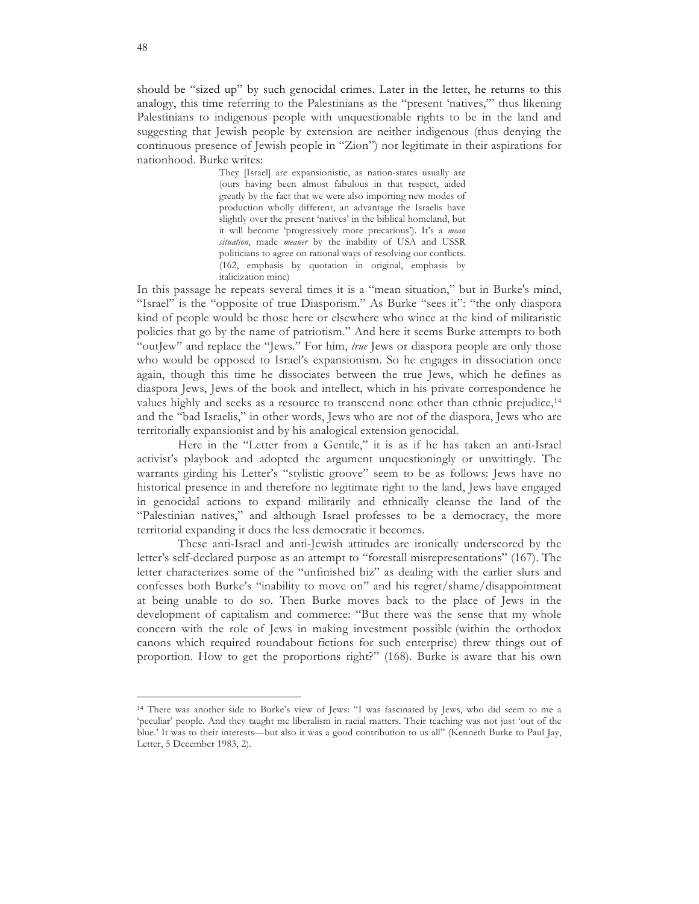should be "sized up" by such genocidal crimes. Later in the letter, he returns to this analogy, this time referring to the Palestinians as the "present 'natives,'" thus likening Palestinians to indigenous people with unquestionable rights to be in the land and suggesting that Jewish people by extension are neither indigenous (thus denying the continuous presence of Jewish people in "Zion") nor legitimate in their aspirations for nationhood. Burke writes:

> They [Israel] are expansionistic, as nation-states usually are (ours having been almost fabulous in that respect, aided greatly by the fact that we were also importing new modes of production wholly different, an advantage the Israelis have slightly over the present 'natives' in the biblical homeland, but it will become 'progressively more precarious'). It's a *mean situation*, made *meaner* by the inability of USA and USSR politicians to agree on rational ways of resolving our conflicts. (162, emphasis by quotation in original, emphasis by italicization mine)

In this passage he repeats several times it is a "mean situation," but in Burke's mind, "Israel" is the "opposite of true Diasporism." As Burke "sees it": "the only diaspora kind of people would be those here or elsewhere who wince at the kind of militaristic policies that go by the name of patriotism." And here it seems Burke attempts to both "outJew" and replace the "Jews." For him, *true* Jews or diaspora people are only those who would be opposed to Israel's expansionism. So he engages in dissociation once again, though this time he dissociates between the true Jews, which he defines as diaspora Jews, Jews of the book and intellect, which in his private correspondence he values highly and seeks as a resource to transcend none other than ethnic prejudice,[14] and the "bad Israelis," in other words, Jews who are not of the diaspora, Jews who are territorially expansionist and by his analogical extension genocidal.

Here in the "Letter from a Gentile," it is as if he has taken an anti-Israel activist's playbook and adopted the argument unquestioningly or unwittingly. The warrants girding his Letter's "stylistic groove" seem to be as follows: Jews have no historical presence in and therefore no legitimate right to the land, Jews have engaged in genocidal actions to expand militarily and ethnically cleanse the land of the "Palestinian natives," and although Israel professes to be a democracy, the more territorial expanding it does the less democratic it becomes.

These anti-Israel and anti-Jewish attitudes are ironically underscored by the letter's self-declared purpose as an attempt to "forestall misrepresentations" (167). The letter characterizes some of the "unfinished biz" as dealing with the earlier slurs and confesses both Burke's "inability to move on" and his regret/shame/disappointment at being unable to do so. Then Burke moves back to the place of Jews in the development of capitalism and commerce: "But there was the sense that my whole concern with the role of Jews in making investment possible (within the orthodox canons which required roundabout fictions for such enterprise) threw things out of proportion. How to get the proportions right?" (168). Burke is aware that his own

---

[14] There was another side to Burke's view of Jews: "I was fascinated by Jews, who did seem to me a 'peculiar' people. And they taught me liberalism in racial matters. Their teaching was not just 'out of the blue.' It was to their interests—but also it was a good contribution to us all" (Kenneth Burke to Paul Jay, Letter, 5 December 1983, 2).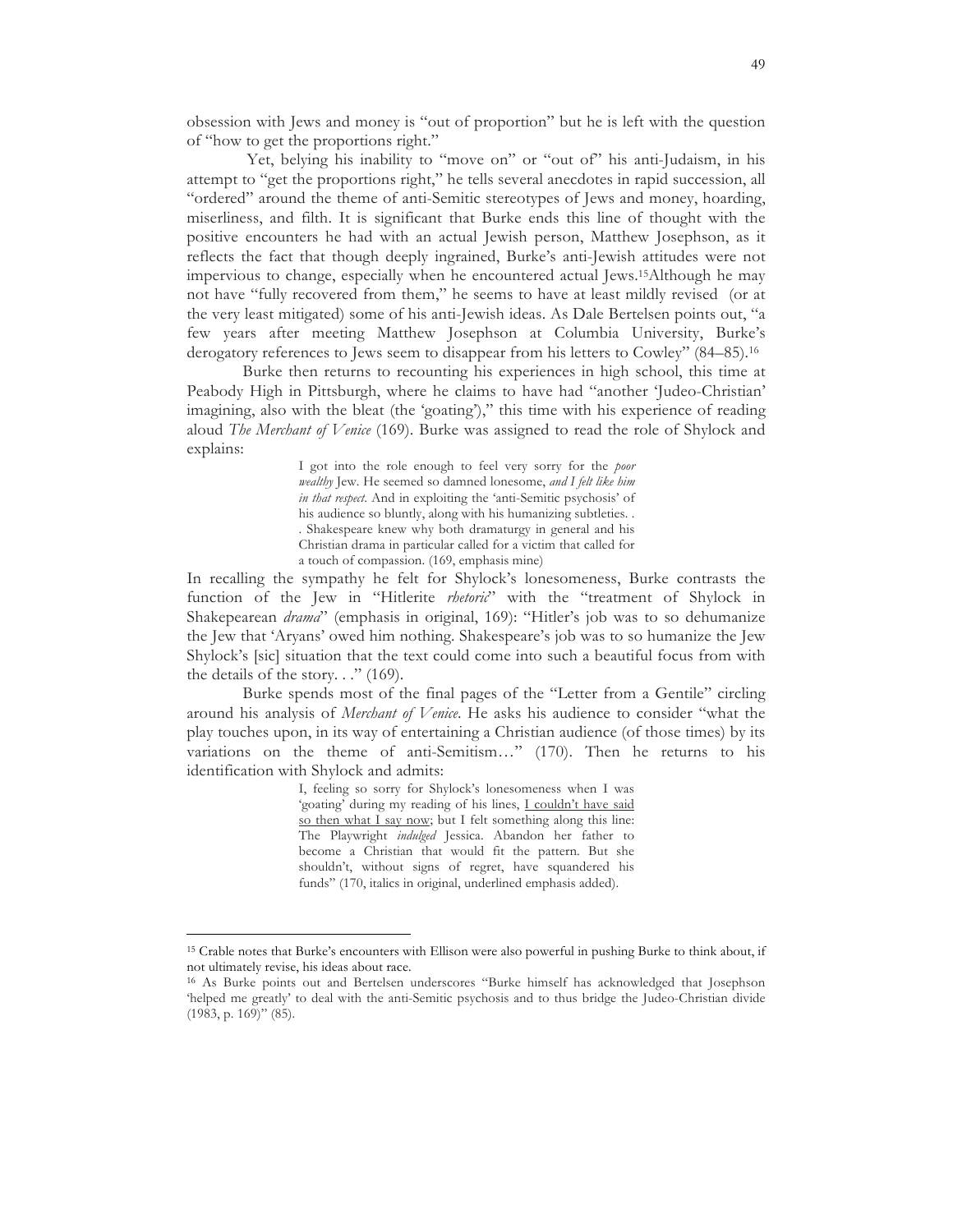obsession with Jews and money is "out of proportion" but he is left with the question of "how to get the proportions right."

Yet, belying his inability to "move on" or "out of" his anti-Judaism, in his attempt to "get the proportions right," he tells several anecdotes in rapid succession, all "ordered" around the theme of anti-Semitic stereotypes of Jews and money, hoarding, miserliness, and filth. It is significant that Burke ends this line of thought with the positive encounters he had with an actual Jewish person, Matthew Josephson, as it reflects the fact that though deeply ingrained, Burke's anti-Jewish attitudes were not impervious to change, especially when he encountered actual Jews.[15] Although he may not have "fully recovered from them," he seems to have at least mildly revised (or at the very least mitigated) some of his anti-Jewish ideas. As Dale Bertelsen points out, "a few years after meeting Matthew Josephson at Columbia University, Burke's derogatory references to Jews seem to disappear from his letters to Cowley" (84–85).[16]

Burke then returns to recounting his experiences in high school, this time at Peabody High in Pittsburgh, where he claims to have had "another 'Judeo-Christian' imagining, also with the bleat (the 'goating')," this time with his experience of reading aloud *The Merchant of Venice* (169). Burke was assigned to read the role of Shylock and explains:

> I got into the role enough to feel very sorry for the *poor wealthy* Jew. He seemed so damned lonesome, *and I felt like him in that respect*. And in exploiting the 'anti-Semitic psychosis' of his audience so bluntly, along with his humanizing subtleties. . . Shakespeare knew why both dramaturgy in general and his Christian drama in particular called for a victim that called for a touch of compassion. (169, emphasis mine)

In recalling the sympathy he felt for Shylock's lonesomeness, Burke contrasts the function of the Jew in "Hitlerite *rhetoric*" with the "treatment of Shylock in Shakepearean *drama*" (emphasis in original, 169): "Hitler's job was to so dehumanize the Jew that 'Aryans' owed him nothing. Shakespeare's job was to so humanize the Jew Shylock's [sic] situation that the text could come into such a beautiful focus from with the details of the story. . ." (169).

Burke spends most of the final pages of the "Letter from a Gentile" circling around his analysis of *Merchant of Venice*. He asks his audience to consider "what the play touches upon, in its way of entertaining a Christian audience (of those times) by its variations on the theme of anti-Semitism…" (170). Then he returns to his identification with Shylock and admits:

> I, feeling so sorry for Shylock's lonesomeness when I was 'goating' during my reading of his lines, <u>I couldn't have said so then what I say now</u>; but I felt something along this line: The Playwright *indulged* Jessica. Abandon her father to become a Christian that would fit the pattern. But she shouldn't, without signs of regret, have squandered his funds" (170, italics in original, underlined emphasis added).

---

[15] Crable notes that Burke's encounters with Ellison were also powerful in pushing Burke to think about, if not ultimately revise, his ideas about race.

[16] As Burke points out and Bertelsen underscores "Burke himself has acknowledged that Josephson 'helped me greatly' to deal with the anti-Semitic psychosis and to thus bridge the Judeo-Christian divide (1983, p. 169)" (85).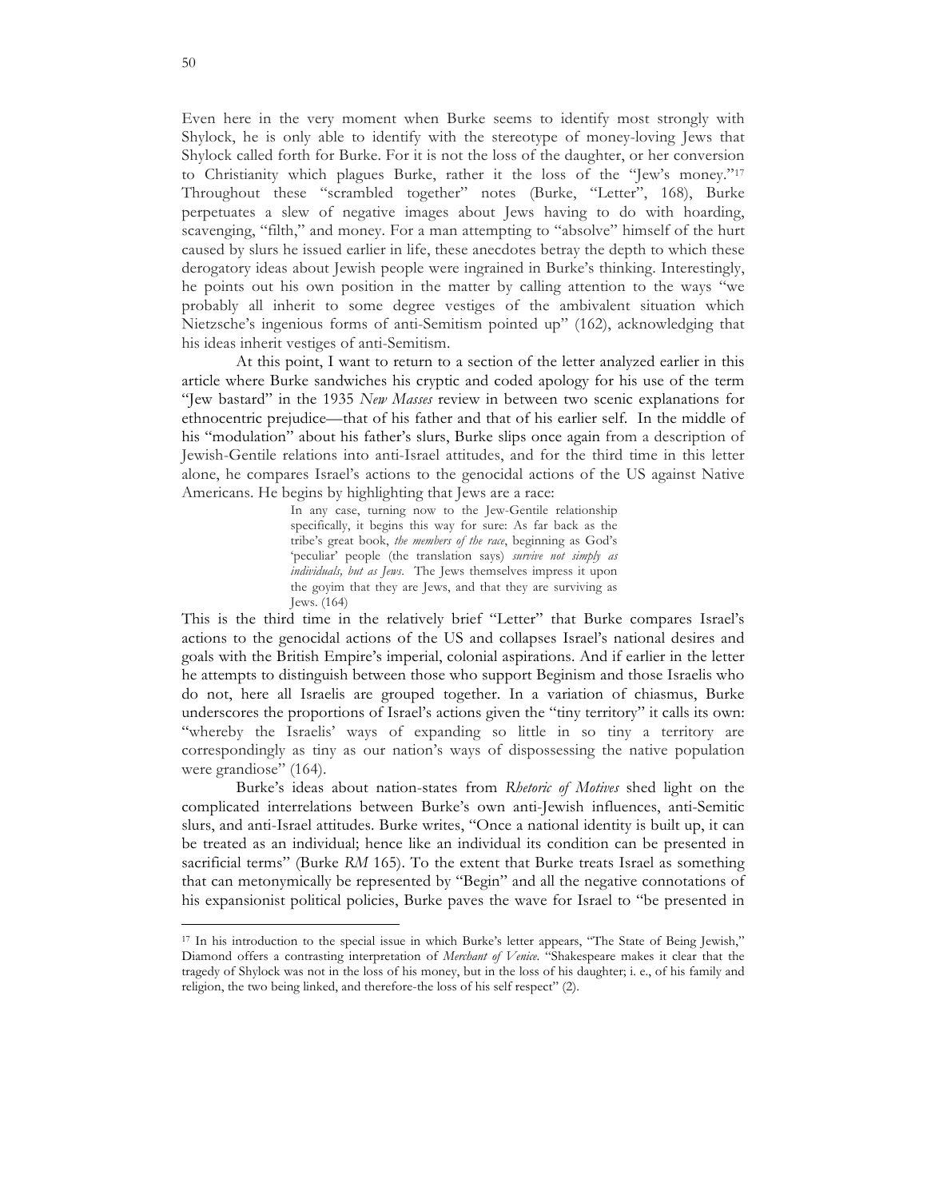Even here in the very moment when Burke seems to identify most strongly with Shylock, he is only able to identify with the stereotype of money-loving Jews that Shylock called forth for Burke. For it is not the loss of the daughter, or her conversion to Christianity which plagues Burke, rather it the loss of the "Jew's money."[17] Throughout these "scrambled together" notes (Burke, "Letter", 168), Burke perpetuates a slew of negative images about Jews having to do with hoarding, scavenging, "filth," and money. For a man attempting to "absolve" himself of the hurt caused by slurs he issued earlier in life, these anecdotes betray the depth to which these derogatory ideas about Jewish people were ingrained in Burke's thinking. Interestingly, he points out his own position in the matter by calling attention to the ways "we probably all inherit to some degree vestiges of the ambivalent situation which Nietzsche's ingenious forms of anti-Semitism pointed up" (162), acknowledging that his ideas inherit vestiges of anti-Semitism.

At this point, I want to return to a section of the letter analyzed earlier in this article where Burke sandwiches his cryptic and coded apology for his use of the term "Jew bastard" in the 1935 *New Masses* review in between two scenic explanations for ethnocentric prejudice—that of his father and that of his earlier self. In the middle of his "modulation" about his father's slurs, Burke slips once again from a description of Jewish-Gentile relations into anti-Israel attitudes, and for the third time in this letter alone, he compares Israel's actions to the genocidal actions of the US against Native Americans. He begins by highlighting that Jews are a race:

> In any case, turning now to the Jew-Gentile relationship specifically, it begins this way for sure: As far back as the tribe's great book, *the members of the race*, beginning as God's 'peculiar' people (the translation says) *survive not simply as individuals, but as Jews*. The Jews themselves impress it upon the goyim that they are Jews, and that they are surviving as Jews. (164)

This is the third time in the relatively brief "Letter" that Burke compares Israel's actions to the genocidal actions of the US and collapses Israel's national desires and goals with the British Empire's imperial, colonial aspirations. And if earlier in the letter he attempts to distinguish between those who support Beginism and those Israelis who do not, here all Israelis are grouped together. In a variation of chiasmus, Burke underscores the proportions of Israel's actions given the "tiny territory" it calls its own: "whereby the Israelis' ways of expanding so little in so tiny a territory are correspondingly as tiny as our nation's ways of dispossessing the native population were grandiose" (164).

Burke's ideas about nation-states from *Rhetoric of Motives* shed light on the complicated interrelations between Burke's own anti-Jewish influences, anti-Semitic slurs, and anti-Israel attitudes. Burke writes, "Once a national identity is built up, it can be treated as an individual; hence like an individual its condition can be presented in sacrificial terms" (Burke *RM* 165). To the extent that Burke treats Israel as something that can metonymically be represented by "Begin" and all the negative connotations of his expansionist political policies, Burke paves the wave for Israel to "be presented in

---

[17] In his introduction to the special issue in which Burke's letter appears, "The State of Being Jewish," Diamond offers a contrasting interpretation of *Merchant of Venice*. "Shakespeare makes it clear that the tragedy of Shylock was not in the loss of his money, but in the loss of his daughter; i. e., of his family and religion, the two being linked, and therefore-the loss of his self respect" (2).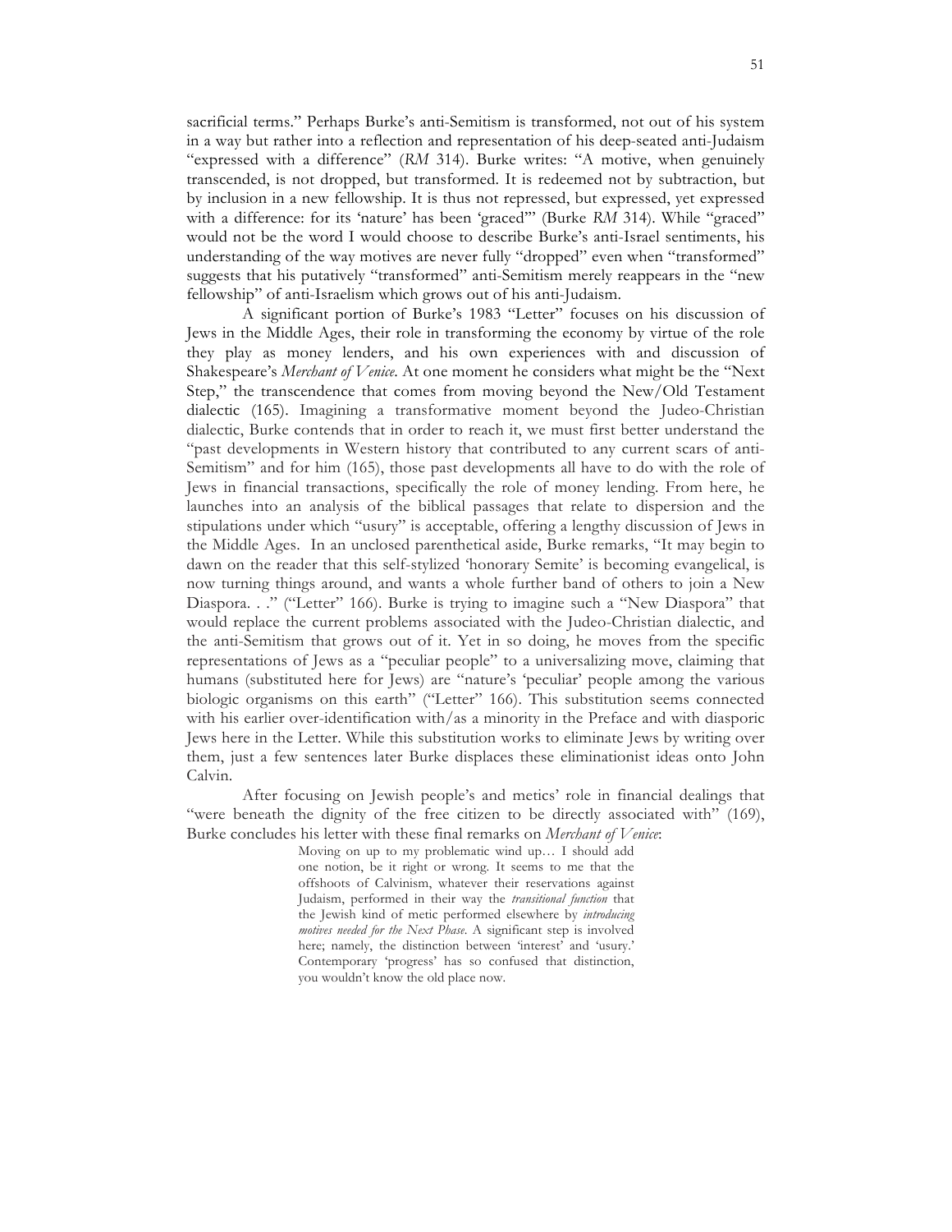sacrificial terms." Perhaps Burke's anti-Semitism is transformed, not out of his system in a way but rather into a reflection and representation of his deep-seated anti-Judaism "expressed with a difference" (*RM* 314). Burke writes: "A motive, when genuinely transcended, is not dropped, but transformed. It is redeemed not by subtraction, but by inclusion in a new fellowship. It is thus not repressed, but expressed, yet expressed with a difference: for its 'nature' has been 'graced'" (Burke *RM* 314). While "graced" would not be the word I would choose to describe Burke's anti-Israel sentiments, his understanding of the way motives are never fully "dropped" even when "transformed" suggests that his putatively "transformed" anti-Semitism merely reappears in the "new fellowship" of anti-Israelism which grows out of his anti-Judaism.

A significant portion of Burke's 1983 "Letter" focuses on his discussion of Jews in the Middle Ages, their role in transforming the economy by virtue of the role they play as money lenders, and his own experiences with and discussion of Shakespeare's *Merchant of Venice*. At one moment he considers what might be the "Next Step," the transcendence that comes from moving beyond the New/Old Testament dialectic (165). Imagining a transformative moment beyond the Judeo-Christian dialectic, Burke contends that in order to reach it, we must first better understand the "past developments in Western history that contributed to any current scars of anti-Semitism" and for him (165), those past developments all have to do with the role of Jews in financial transactions, specifically the role of money lending. From here, he launches into an analysis of the biblical passages that relate to dispersion and the stipulations under which "usury" is acceptable, offering a lengthy discussion of Jews in the Middle Ages. In an unclosed parenthetical aside, Burke remarks, "It may begin to dawn on the reader that this self-stylized 'honorary Semite' is becoming evangelical, is now turning things around, and wants a whole further band of others to join a New Diaspora. . ." ("Letter" 166). Burke is trying to imagine such a "New Diaspora" that would replace the current problems associated with the Judeo-Christian dialectic, and the anti-Semitism that grows out of it. Yet in so doing, he moves from the specific representations of Jews as a "peculiar people" to a universalizing move, claiming that humans (substituted here for Jews) are "nature's 'peculiar' people among the various biologic organisms on this earth" ("Letter" 166). This substitution seems connected with his earlier over-identification with/as a minority in the Preface and with diasporic Jews here in the Letter. While this substitution works to eliminate Jews by writing over them, just a few sentences later Burke displaces these eliminationist ideas onto John Calvin.

After focusing on Jewish people's and metics' role in financial dealings that "were beneath the dignity of the free citizen to be directly associated with" (169), Burke concludes his letter with these final remarks on *Merchant of Venice*:

> Moving on up to my problematic wind up… I should add one notion, be it right or wrong. It seems to me that the offshoots of Calvinism, whatever their reservations against Judaism, performed in their way the *transitional function* that the Jewish kind of metic performed elsewhere by *introducing motives needed for the Next Phase*. A significant step is involved here; namely, the distinction between 'interest' and 'usury.' Contemporary 'progress' has so confused that distinction, you wouldn't know the old place now.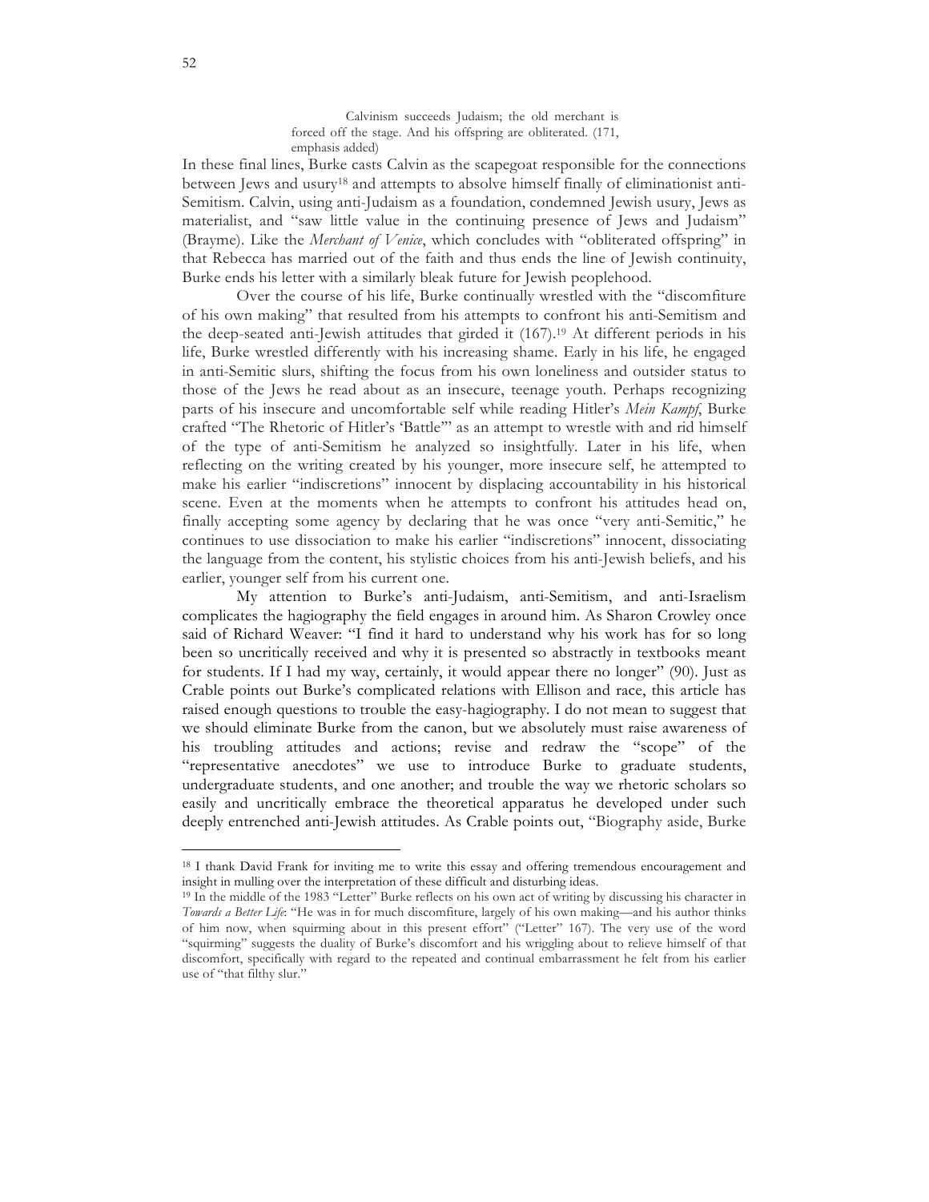> Calvinism succeeds Judaism; the old merchant is forced off the stage. And his offspring are obliterated. (171, emphasis added)

In these final lines, Burke casts Calvin as the scapegoat responsible for the connections between Jews and usury[18] and attempts to absolve himself finally of eliminationist anti-Semitism. Calvin, using anti-Judaism as a foundation, condemned Jewish usury, Jews as materialist, and "saw little value in the continuing presence of Jews and Judaism" (Brayme). Like the *Merchant of Venice*, which concludes with "obliterated offspring" in that Rebecca has married out of the faith and thus ends the line of Jewish continuity, Burke ends his letter with a similarly bleak future for Jewish peoplehood.

Over the course of his life, Burke continually wrestled with the "discomfiture of his own making" that resulted from his attempts to confront his anti-Semitism and the deep-seated anti-Jewish attitudes that girded it (167).[19] At different periods in his life, Burke wrestled differently with his increasing shame. Early in his life, he engaged in anti-Semitic slurs, shifting the focus from his own loneliness and outsider status to those of the Jews he read about as an insecure, teenage youth. Perhaps recognizing parts of his insecure and uncomfortable self while reading Hitler's *Mein Kampf*, Burke crafted "The Rhetoric of Hitler's 'Battle'" as an attempt to wrestle with and rid himself of the type of anti-Semitism he analyzed so insightfully. Later in his life, when reflecting on the writing created by his younger, more insecure self, he attempted to make his earlier "indiscretions" innocent by displacing accountability in his historical scene. Even at the moments when he attempts to confront his attitudes head on, finally accepting some agency by declaring that he was once "very anti-Semitic," he continues to use dissociation to make his earlier "indiscretions" innocent, dissociating the language from the content, his stylistic choices from his anti-Jewish beliefs, and his earlier, younger self from his current one.

My attention to Burke's anti-Judaism, anti-Semitism, and anti-Israelism complicates the hagiography the field engages in around him. As Sharon Crowley once said of Richard Weaver: "I find it hard to understand why his work has for so long been so uncritically received and why it is presented so abstractly in textbooks meant for students. If I had my way, certainly, it would appear there no longer" (90). Just as Crable points out Burke's complicated relations with Ellison and race, this article has raised enough questions to trouble the easy-hagiography. I do not mean to suggest that we should eliminate Burke from the canon, but we absolutely must raise awareness of his troubling attitudes and actions; revise and redraw the "scope" of the "representative anecdotes" we use to introduce Burke to graduate students, undergraduate students, and one another; and trouble the way we rhetoric scholars so easily and uncritically embrace the theoretical apparatus he developed under such deeply entrenched anti-Jewish attitudes. As Crable points out, "Biography aside, Burke

---

[18] I thank David Frank for inviting me to write this essay and offering tremendous encouragement and insight in mulling over the interpretation of these difficult and disturbing ideas.

[19] In the middle of the 1983 "Letter" Burke reflects on his own act of writing by discussing his character in *Towards a Better Life*: "He was in for much discomfiture, largely of his own making—and his author thinks of him now, when squirming about in this present effort" ("Letter" 167). The very use of the word "squirming" suggests the duality of Burke's discomfort and his wriggling about to relieve himself of that discomfort, specifically with regard to the repeated and continual embarrassment he felt from his earlier use of "that filthy slur."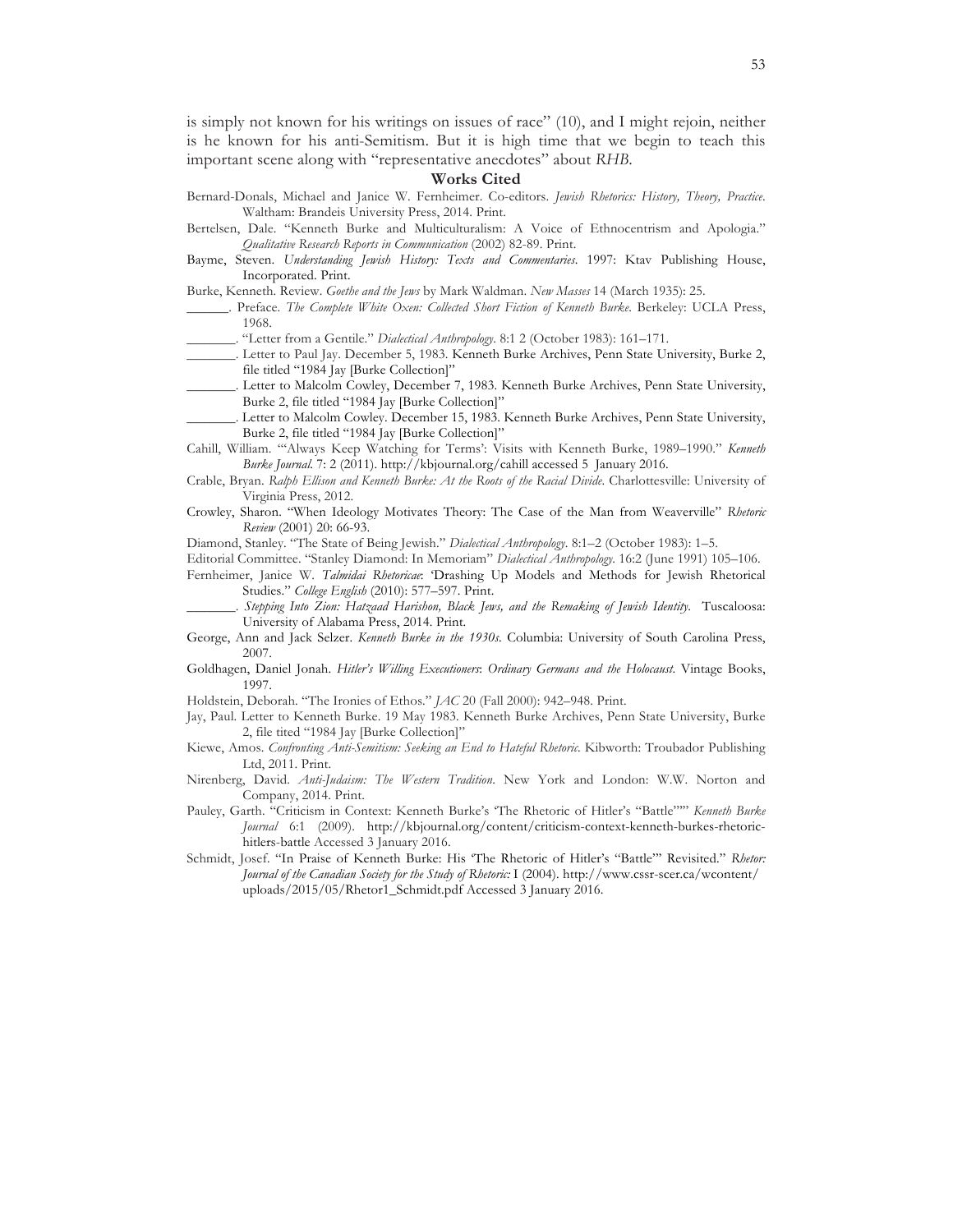is simply not known for his writings on issues of race" (10), and I might rejoin, neither is he known for his anti-Semitism. But it is high time that we begin to teach this important scene along with "representative anecdotes" about *RHB*.

## Works Cited

Bernard-Donals, Michael and Janice W. Fernheimer. Co-editors. *Jewish Rhetorics: History, Theory, Practice*. Waltham: Brandeis University Press, 2014. Print.

Bertelsen, Dale. "Kenneth Burke and Multiculturalism: A Voice of Ethnocentrism and Apologia." *Qualitative Research Reports in Communication* (2002) 82-89. Print.

Bayme, Steven. *Understanding Jewish History: Texts and Commentaries*. 1997: Ktav Publishing House, Incorporated. Print.

Burke, Kenneth. Review. *Goethe and the Jews* by Mark Waldman. *New Masses* 14 (March 1935): 25.

______. Preface. *The Complete White Oxen: Collected Short Fiction of Kenneth Burke*. Berkeley: UCLA Press, 1968.

_______. "Letter from a Gentile." *Dialectical Anthropology*. 8:1 2 (October 1983): 161–171.

_______. Letter to Paul Jay. December 5, 1983. Kenneth Burke Archives, Penn State University, Burke 2, file titled "1984 Jay [Burke Collection]"

_______. Letter to Malcolm Cowley, December 7, 1983. Kenneth Burke Archives, Penn State University, Burke 2, file titled "1984 Jay [Burke Collection]"

_______. Letter to Malcolm Cowley. December 15, 1983. Kenneth Burke Archives, Penn State University, Burke 2, file titled "1984 Jay [Burke Collection]"

Cahill, William. "'Always Keep Watching for Terms': Visits with Kenneth Burke, 1989–1990." *Kenneth Burke Journal*. 7: 2 (2011). http://kbjournal.org/cahill accessed 5 January 2016.

Crable, Bryan. *Ralph Ellison and Kenneth Burke: At the Roots of the Racial Divide*. Charlottesville: University of Virginia Press, 2012.

Crowley, Sharon. "When Ideology Motivates Theory: The Case of the Man from Weaverville" *Rhetoric Review* (2001) 20: 66-93.

Diamond, Stanley. "The State of Being Jewish." *Dialectical Anthropology*. 8:1–2 (October 1983): 1–5.

Editorial Committee. "Stanley Diamond: In Memoriam" *Dialectical Anthropology*. 16:2 (June 1991) 105–106.

Fernheimer, Janice W. *Talmidai Rhetoricae*: 'Drashing Up Models and Methods for Jewish Rhetorical Studies." *College English* (2010): 577–597. Print.

_______. *Stepping Into Zion: Hatzaad Harishon, Black Jews, and the Remaking of Jewish Identity*. Tuscaloosa: University of Alabama Press, 2014. Print.

George, Ann and Jack Selzer. *Kenneth Burke in the 1930s*. Columbia: University of South Carolina Press, 2007.

Goldhagen, Daniel Jonah. *Hitler's Willing Executioners: Ordinary Germans and the Holocaust*. Vintage Books, 1997.

Holdstein, Deborah. "The Ironies of Ethos." *JAC* 20 (Fall 2000): 942–948. Print.

Jay, Paul. Letter to Kenneth Burke. 19 May 1983. Kenneth Burke Archives, Penn State University, Burke 2, file tited "1984 Jay [Burke Collection]"

Kiewe, Amos. *Confronting Anti-Semitism: Seeking an End to Hateful Rhetoric*. Kibworth: Troubador Publishing Ltd, 2011. Print.

Nirenberg, David. *Anti-Judaism: The Western Tradition*. New York and London: W.W. Norton and Company, 2014. Print.

Pauley, Garth. "Criticism in Context: Kenneth Burke's 'The Rhetoric of Hitler's "Battle"'" *Kenneth Burke Journal* 6:1 (2009). http://kbjournal.org/content/criticism-context-kenneth-burkes-rhetoric-hitlers-battle Accessed 3 January 2016.

Schmidt, Josef. "In Praise of Kenneth Burke: His 'The Rhetoric of Hitler's "Battle"' Revisited." *Rhetor: Journal of the Canadian Society for the Study of Rhetoric:* I (2004). http://www.cssr-scer.ca/wcontent/uploads/2015/05/Rhetor1_Schmidt.pdf Accessed 3 January 2016.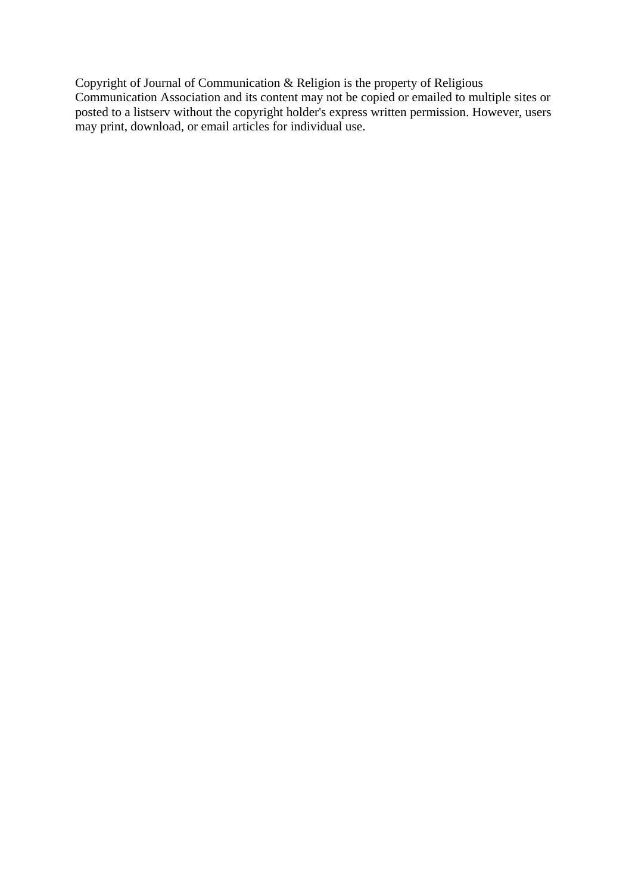Copyright of Journal of Communication & Religion is the property of Religious Communication Association and its content may not be copied or emailed to multiple sites or posted to a listserv without the copyright holder's express written permission. However, users may print, download, or email articles for individual use.